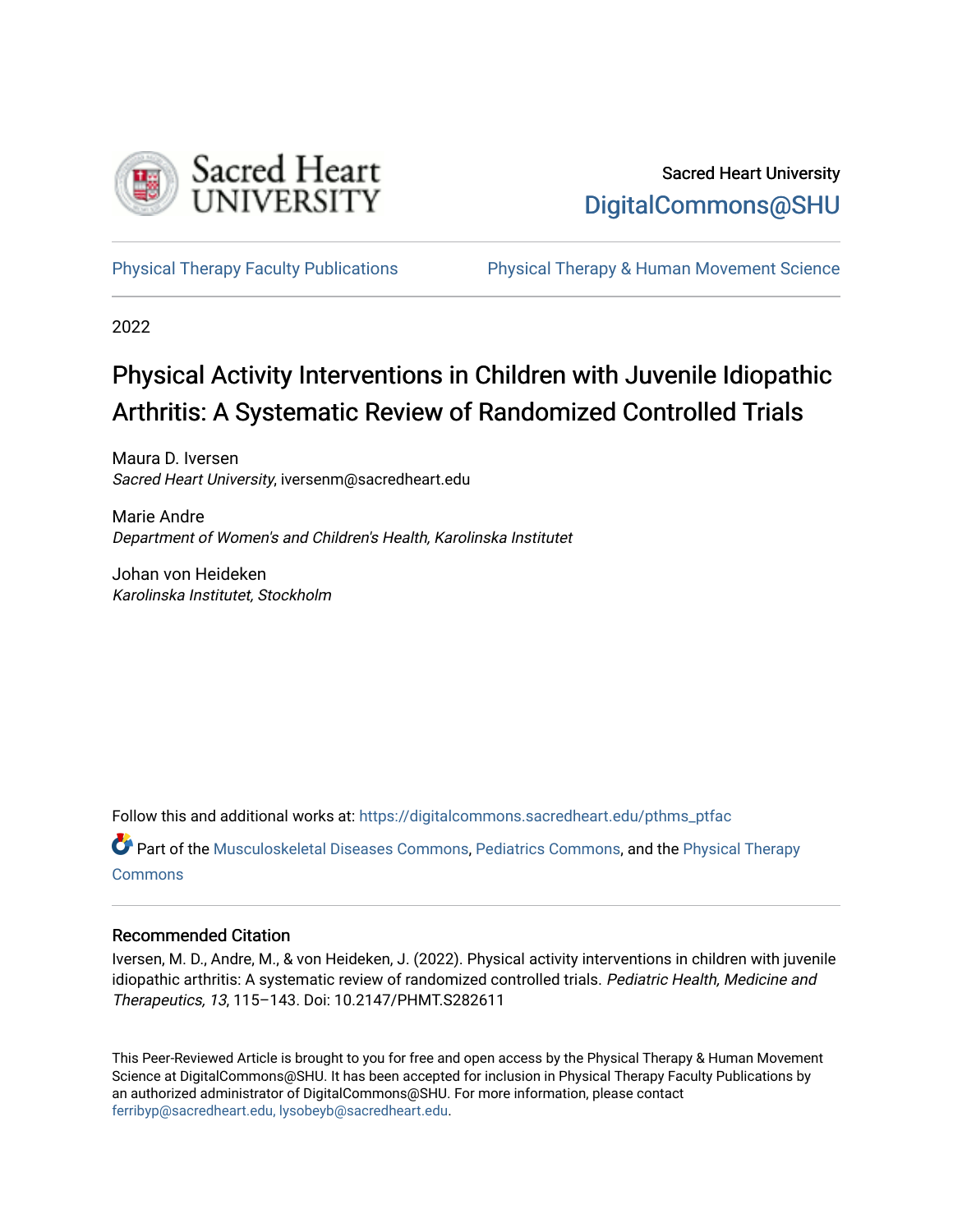Sacred Heart University

DigitalCommons@SHU

Physical Therapy Faculty Publications | Physical Therapy & Human Movement Science

2022

# Physical Activity Interventions in Children with Juvenile Idiopathic Arthritis: A Systematic Review of Randomized Controlled Trials

Maura D. Iversen
*Sacred Heart University*, iversenm@sacredheart.edu

Marie Andre
*Department of Women's and Children's Health, Karolinska Institutet*

Johan von Heideken
*Karolinska Institutet, Stockholm*

Follow this and additional works at: https://digitalcommons.sacredheart.edu/pthms_ptfac

Part of the Musculoskeletal Diseases Commons, Pediatrics Commons, and the Physical Therapy Commons

## Recommended Citation

Iversen, M. D., Andre, M., & von Heideken, J. (2022). Physical activity interventions in children with juvenile idiopathic arthritis: A systematic review of randomized controlled trials. *Pediatric Health, Medicine and Therapeutics, 13*, 115–143. Doi: 10.2147/PHMT.S282611

This Peer-Reviewed Article is brought to you for free and open access by the Physical Therapy & Human Movement Science at DigitalCommons@SHU. It has been accepted for inclusion in Physical Therapy Faculty Publications by an authorized administrator of DigitalCommons@SHU. For more information, please contact ferribyp@sacredheart.edu, lysobeyb@sacredheart.edu.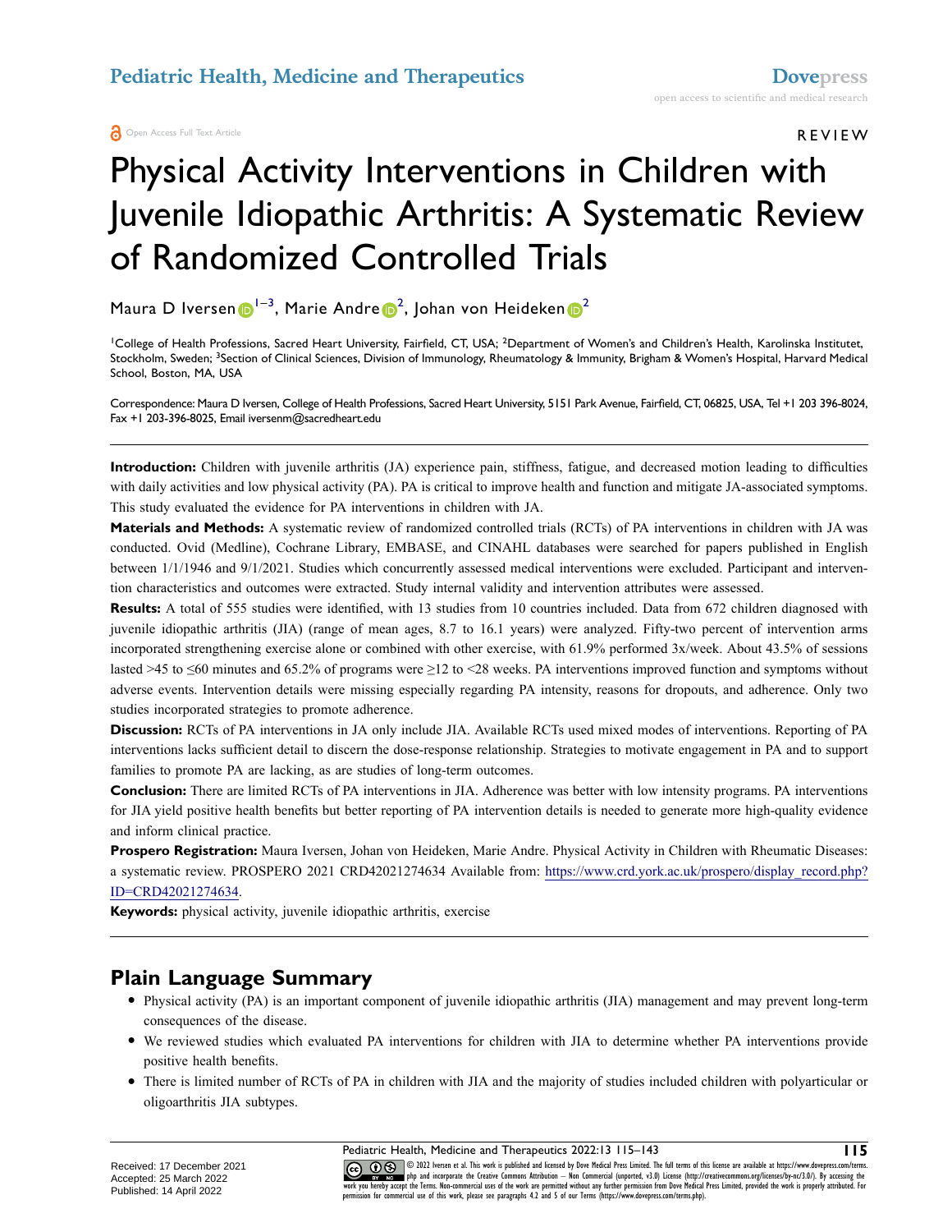Open Access Full Text Article

REVIEW

# Physical Activity Interventions in Children with Juvenile Idiopathic Arthritis: A Systematic Review of Randomized Controlled Trials

Maura D Iversen[1–3], Marie Andre[2], Johan von Heideken[2]

[1]College of Health Professions, Sacred Heart University, Fairfield, CT, USA; [2]Department of Women's and Children's Health, Karolinska Institutet, Stockholm, Sweden; [3]Section of Clinical Sciences, Division of Immunology, Rheumatology & Immunity, Brigham & Women's Hospital, Harvard Medical School, Boston, MA, USA

Correspondence: Maura D Iversen, College of Health Professions, Sacred Heart University, 5151 Park Avenue, Fairfield, CT, 06825, USA, Tel +1 203 396-8024, Fax +1 203-396-8025, Email iversenm@sacredheart.edu

**Introduction:** Children with juvenile arthritis (JA) experience pain, stiffness, fatigue, and decreased motion leading to difficulties with daily activities and low physical activity (PA). PA is critical to improve health and function and mitigate JA-associated symptoms. This study evaluated the evidence for PA interventions in children with JA.

**Materials and Methods:** A systematic review of randomized controlled trials (RCTs) of PA interventions in children with JA was conducted. Ovid (Medline), Cochrane Library, EMBASE, and CINAHL databases were searched for papers published in English between 1/1/1946 and 9/1/2021. Studies which concurrently assessed medical interventions were excluded. Participant and intervention characteristics and outcomes were extracted. Study internal validity and intervention attributes were assessed.

**Results:** A total of 555 studies were identified, with 13 studies from 10 countries included. Data from 672 children diagnosed with juvenile idiopathic arthritis (JIA) (range of mean ages, 8.7 to 16.1 years) were analyzed. Fifty-two percent of intervention arms incorporated strengthening exercise alone or combined with other exercise, with 61.9% performed 3x/week. About 43.5% of sessions lasted >45 to ≤60 minutes and 65.2% of programs were ≥12 to <28 weeks. PA interventions improved function and symptoms without adverse events. Intervention details were missing especially regarding PA intensity, reasons for dropouts, and adherence. Only two studies incorporated strategies to promote adherence.

**Discussion:** RCTs of PA interventions in JA only include JIA. Available RCTs used mixed modes of interventions. Reporting of PA interventions lacks sufficient detail to discern the dose-response relationship. Strategies to motivate engagement in PA and to support families to promote PA are lacking, as are studies of long-term outcomes.

**Conclusion:** There are limited RCTs of PA interventions in JIA. Adherence was better with low intensity programs. PA interventions for JIA yield positive health benefits but better reporting of PA intervention details is needed to generate more high-quality evidence and inform clinical practice.

**Prospero Registration:** Maura Iversen, Johan von Heideken, Marie Andre. Physical Activity in Children with Rheumatic Diseases: a systematic review. PROSPERO 2021 CRD42021274634 Available from: https://www.crd.york.ac.uk/prospero/display_record.php?ID=CRD42021274634.

**Keywords:** physical activity, juvenile idiopathic arthritis, exercise

## Plain Language Summary

- Physical activity (PA) is an important component of juvenile idiopathic arthritis (JIA) management and may prevent long-term consequences of the disease.
- We reviewed studies which evaluated PA interventions for children with JIA to determine whether PA interventions provide positive health benefits.
- There is limited number of RCTs of PA in children with JIA and the majority of studies included children with polyarticular or oligoarthritis JIA subtypes.

Received: 17 December 2021
Accepted: 25 March 2022
Published: 14 April 2022

© 2022 Iversen et al. This work is published and licensed by Dove Medical Press Limited. The full terms of this license are available at https://www.dovepress.com/terms.php and incorporate the Creative Commons Attribution – Non Commercial (unported, v3.0) License (http://creativecommons.org/licenses/by-nc/3.0/). By accessing the work you hereby accept the Terms. Non-commercial uses of the work are permitted without any further permission from Dove Medical Press Limited, provided the work is properly attributed. For permission for commercial use of this work, please see paragraphs 4.2 and 5 of our Terms (https://www.dovepress.com/terms.php).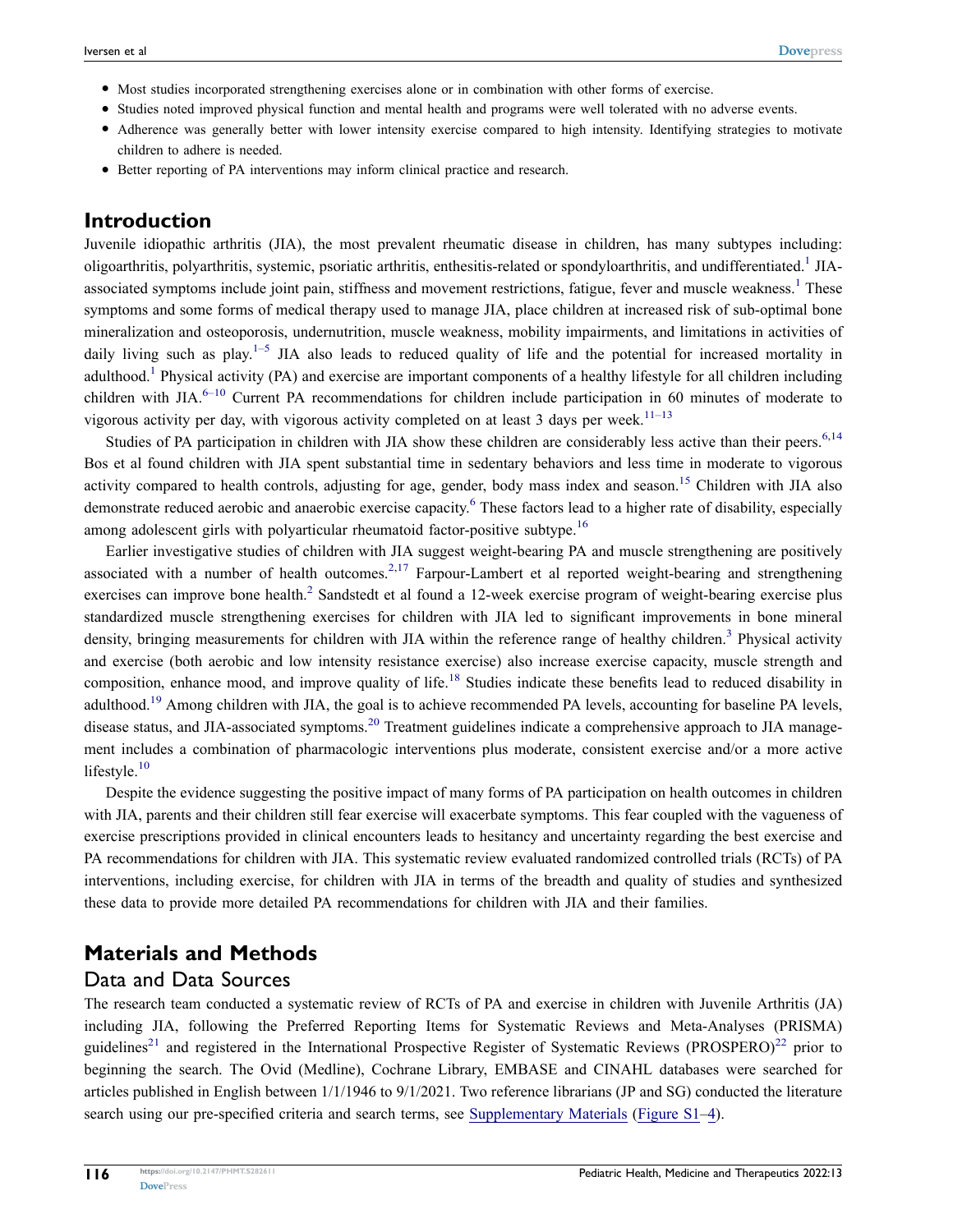- Most studies incorporated strengthening exercises alone or in combination with other forms of exercise.
- Studies noted improved physical function and mental health and programs were well tolerated with no adverse events.
- Adherence was generally better with lower intensity exercise compared to high intensity. Identifying strategies to motivate children to adhere is needed.
- Better reporting of PA interventions may inform clinical practice and research.

## Introduction

Juvenile idiopathic arthritis (JIA), the most prevalent rheumatic disease in children, has many subtypes including: oligoarthritis, polyarthritis, systemic, psoriatic arthritis, enthesitis-related or spondyloarthritis, and undifferentiated.[1] JIA-associated symptoms include joint pain, stiffness and movement restrictions, fatigue, fever and muscle weakness.[1] These symptoms and some forms of medical therapy used to manage JIA, place children at increased risk of sub-optimal bone mineralization and osteoporosis, undernutrition, muscle weakness, mobility impairments, and limitations in activities of daily living such as play.[1–5] JIA also leads to reduced quality of life and the potential for increased mortality in adulthood.[1] Physical activity (PA) and exercise are important components of a healthy lifestyle for all children including children with JIA.[6–10] Current PA recommendations for children include participation in 60 minutes of moderate to vigorous activity per day, with vigorous activity completed on at least 3 days per week.[11–13]

Studies of PA participation in children with JIA show these children are considerably less active than their peers.[6,14] Bos et al found children with JIA spent substantial time in sedentary behaviors and less time in moderate to vigorous activity compared to health controls, adjusting for age, gender, body mass index and season.[15] Children with JIA also demonstrate reduced aerobic and anaerobic exercise capacity.[6] These factors lead to a higher rate of disability, especially among adolescent girls with polyarticular rheumatoid factor-positive subtype.[16]

Earlier investigative studies of children with JIA suggest weight-bearing PA and muscle strengthening are positively associated with a number of health outcomes.[2,17] Farpour-Lambert et al reported weight-bearing and strengthening exercises can improve bone health.[2] Sandstedt et al found a 12-week exercise program of weight-bearing exercise plus standardized muscle strengthening exercises for children with JIA led to significant improvements in bone mineral density, bringing measurements for children with JIA within the reference range of healthy children.[3] Physical activity and exercise (both aerobic and low intensity resistance exercise) also increase exercise capacity, muscle strength and composition, enhance mood, and improve quality of life.[18] Studies indicate these benefits lead to reduced disability in adulthood.[19] Among children with JIA, the goal is to achieve recommended PA levels, accounting for baseline PA levels, disease status, and JIA-associated symptoms.[20] Treatment guidelines indicate a comprehensive approach to JIA management includes a combination of pharmacologic interventions plus moderate, consistent exercise and/or a more active lifestyle.[10]

Despite the evidence suggesting the positive impact of many forms of PA participation on health outcomes in children with JIA, parents and their children still fear exercise will exacerbate symptoms. This fear coupled with the vagueness of exercise prescriptions provided in clinical encounters leads to hesitancy and uncertainty regarding the best exercise and PA recommendations for children with JIA. This systematic review evaluated randomized controlled trials (RCTs) of PA interventions, including exercise, for children with JIA in terms of the breadth and quality of studies and synthesized these data to provide more detailed PA recommendations for children with JIA and their families.

## Materials and Methods

### Data and Data Sources

The research team conducted a systematic review of RCTs of PA and exercise in children with Juvenile Arthritis (JA) including JIA, following the Preferred Reporting Items for Systematic Reviews and Meta-Analyses (PRISMA) guidelines[21] and registered in the International Prospective Register of Systematic Reviews (PROSPERO)[22] prior to beginning the search. The Ovid (Medline), Cochrane Library, EMBASE and CINAHL databases were searched for articles published in English between 1/1/1946 to 9/1/2021. Two reference librarians (JP and SG) conducted the literature search using our pre-specified criteria and search terms, see Supplementary Materials (Figure S1–4).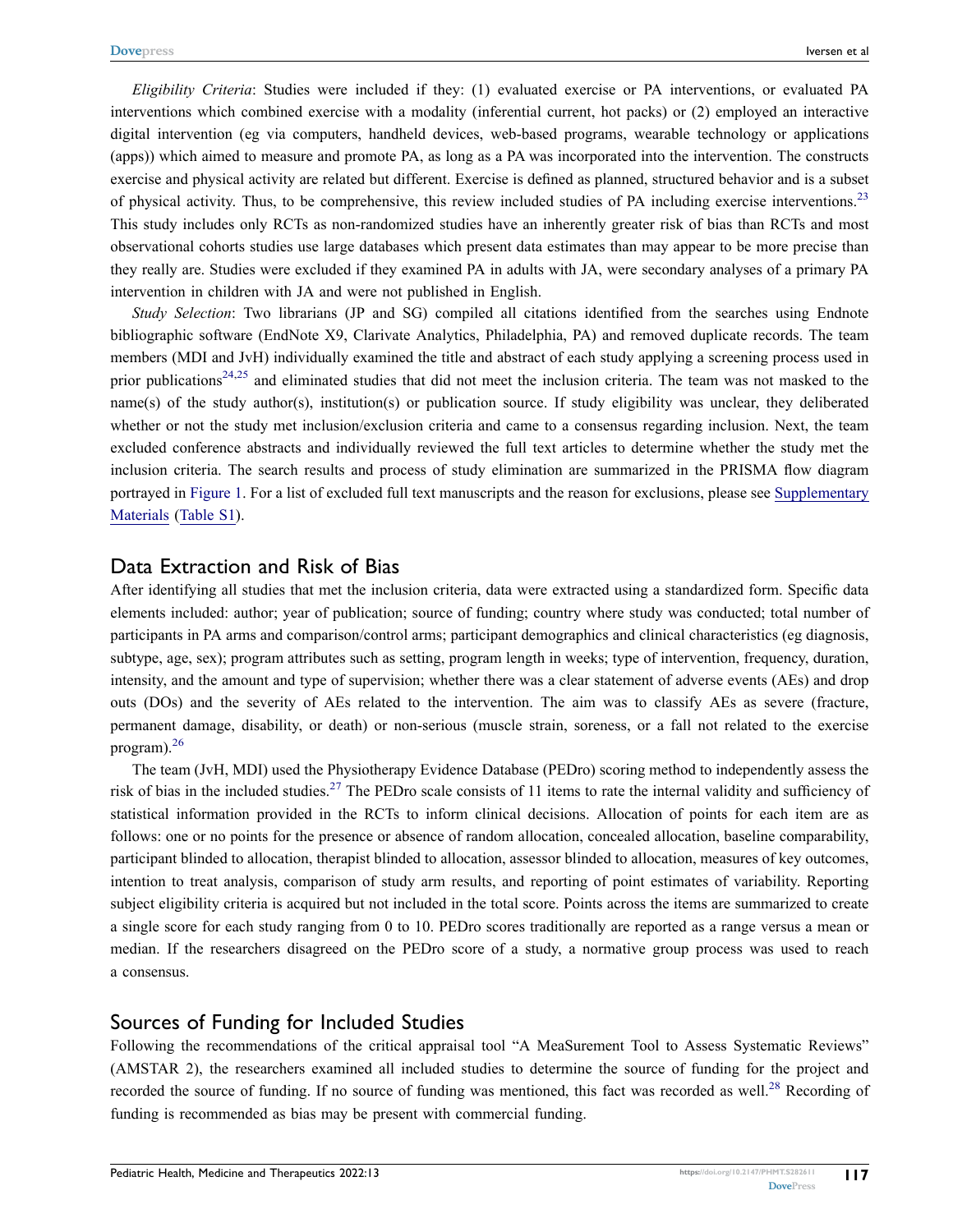*Eligibility Criteria*: Studies were included if they: (1) evaluated exercise or PA interventions, or evaluated PA interventions which combined exercise with a modality (inferential current, hot packs) or (2) employed an interactive digital intervention (eg via computers, handheld devices, web-based programs, wearable technology or applications (apps)) which aimed to measure and promote PA, as long as a PA was incorporated into the intervention. The constructs exercise and physical activity are related but different. Exercise is defined as planned, structured behavior and is a subset of physical activity. Thus, to be comprehensive, this review included studies of PA including exercise interventions.[23] This study includes only RCTs as non-randomized studies have an inherently greater risk of bias than RCTs and most observational cohorts studies use large databases which present data estimates than may appear to be more precise than they really are. Studies were excluded if they examined PA in adults with JA, were secondary analyses of a primary PA intervention in children with JA and were not published in English.

*Study Selection*: Two librarians (JP and SG) compiled all citations identified from the searches using Endnote bibliographic software (EndNote X9, Clarivate Analytics, Philadelphia, PA) and removed duplicate records. The team members (MDI and JvH) individually examined the title and abstract of each study applying a screening process used in prior publications[24,25] and eliminated studies that did not meet the inclusion criteria. The team was not masked to the name(s) of the study author(s), institution(s) or publication source. If study eligibility was unclear, they deliberated whether or not the study met inclusion/exclusion criteria and came to a consensus regarding inclusion. Next, the team excluded conference abstracts and individually reviewed the full text articles to determine whether the study met the inclusion criteria. The search results and process of study elimination are summarized in the PRISMA flow diagram portrayed in Figure 1. For a list of excluded full text manuscripts and the reason for exclusions, please see Supplementary Materials (Table S1).

## Data Extraction and Risk of Bias

After identifying all studies that met the inclusion criteria, data were extracted using a standardized form. Specific data elements included: author; year of publication; source of funding; country where study was conducted; total number of participants in PA arms and comparison/control arms; participant demographics and clinical characteristics (eg diagnosis, subtype, age, sex); program attributes such as setting, program length in weeks; type of intervention, frequency, duration, intensity, and the amount and type of supervision; whether there was a clear statement of adverse events (AEs) and drop outs (DOs) and the severity of AEs related to the intervention. The aim was to classify AEs as severe (fracture, permanent damage, disability, or death) or non-serious (muscle strain, soreness, or a fall not related to the exercise program).[26]

The team (JvH, MDI) used the Physiotherapy Evidence Database (PEDro) scoring method to independently assess the risk of bias in the included studies.[27] The PEDro scale consists of 11 items to rate the internal validity and sufficiency of statistical information provided in the RCTs to inform clinical decisions. Allocation of points for each item are as follows: one or no points for the presence or absence of random allocation, concealed allocation, baseline comparability, participant blinded to allocation, therapist blinded to allocation, assessor blinded to allocation, measures of key outcomes, intention to treat analysis, comparison of study arm results, and reporting of point estimates of variability. Reporting subject eligibility criteria is acquired but not included in the total score. Points across the items are summarized to create a single score for each study ranging from 0 to 10. PEDro scores traditionally are reported as a range versus a mean or median. If the researchers disagreed on the PEDro score of a study, a normative group process was used to reach a consensus.

## Sources of Funding for Included Studies

Following the recommendations of the critical appraisal tool "A MeaSurement Tool to Assess Systematic Reviews" (AMSTAR 2), the researchers examined all included studies to determine the source of funding for the project and recorded the source of funding. If no source of funding was mentioned, this fact was recorded as well.[28] Recording of funding is recommended as bias may be present with commercial funding.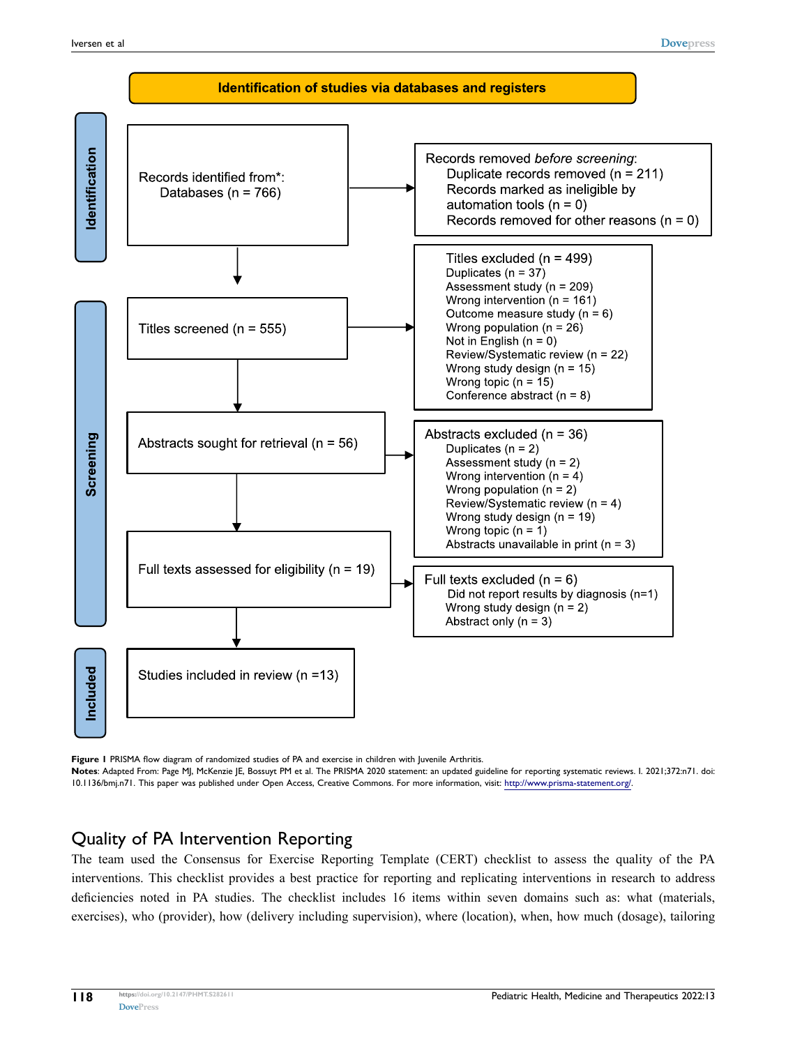**Identification of studies via databases and registers**

**Identification**

Records identified from*:
Databases (n = 766)

Records removed *before screening*:
- Duplicate records removed (n = 211)
- Records marked as ineligible by automation tools (n = 0)
- Records removed for other reasons (n = 0)

**Screening**

Titles screened (n = 555)

Titles excluded (n = 499)
- Duplicates (n = 37)
- Assessment study (n = 209)
- Wrong intervention (n = 161)
- Outcome measure study (n = 6)
- Wrong population (n = 26)
- Not in English (n = 0)
- Review/Systematic review (n = 22)
- Wrong study design (n = 15)
- Wrong topic (n = 15)
- Conference abstract (n = 8)

Abstracts sought for retrieval (n = 56)

Abstracts excluded (n = 36)
- Duplicates (n = 2)
- Assessment study (n = 2)
- Wrong intervention (n = 4)
- Wrong population (n = 2)
- Review/Systematic review (n = 4)
- Wrong study design (n = 19)
- Wrong topic (n = 1)
- Abstracts unavailable in print (n = 3)

Full texts assessed for eligibility (n = 19)

Full texts excluded (n = 6)
- Did not report results by diagnosis (n=1)
- Wrong study design (n = 2)
- Abstract only (n = 3)

**Included**

Studies included in review (n =13)

**Figure 1** PRISMA flow diagram of randomized studies of PA and exercise in children with Juvenile Arthritis.

**Notes**: Adapted From: Page MJ, McKenzie JE, Bossuyt PM et al. The PRISMA 2020 statement: an updated guideline for reporting systematic reviews. I. 2021;372:n71. doi: 10.1136/bmj.n71. This paper was published under Open Access, Creative Commons. For more information, visit: http://www.prisma-statement.org/.

## Quality of PA Intervention Reporting

The team used the Consensus for Exercise Reporting Template (CERT) checklist to assess the quality of the PA interventions. This checklist provides a best practice for reporting and replicating interventions in research to address deficiencies noted in PA studies. The checklist includes 16 items within seven domains such as: what (materials, exercises), who (provider), how (delivery including supervision), where (location), when, how much (dosage), tailoring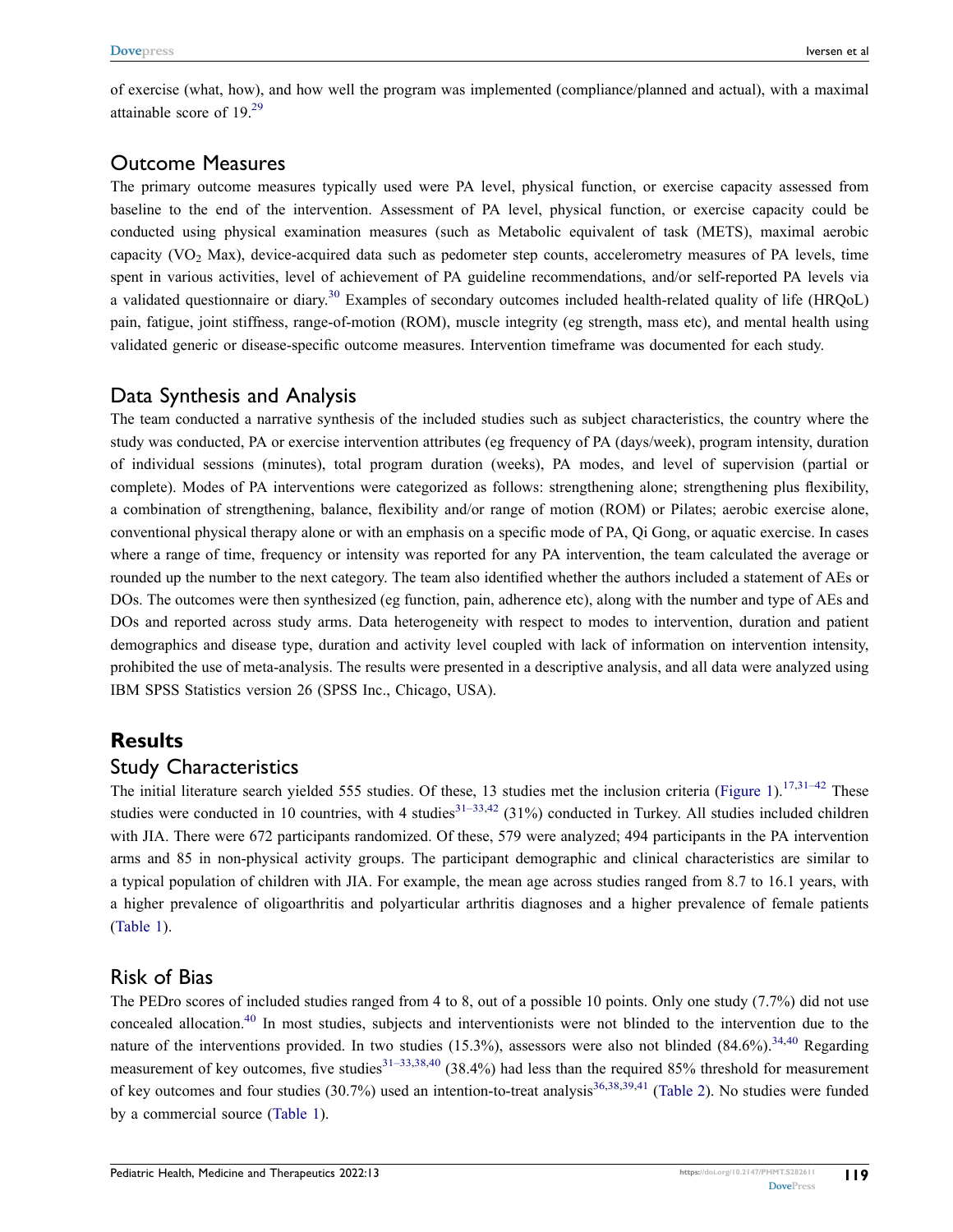of exercise (what, how), and how well the program was implemented (compliance/planned and actual), with a maximal attainable score of 19.[29]

## Outcome Measures

The primary outcome measures typically used were PA level, physical function, or exercise capacity assessed from baseline to the end of the intervention. Assessment of PA level, physical function, or exercise capacity could be conducted using physical examination measures (such as Metabolic equivalent of task (METS), maximal aerobic capacity ($VO_2$ Max), device-acquired data such as pedometer step counts, accelerometry measures of PA levels, time spent in various activities, level of achievement of PA guideline recommendations, and/or self-reported PA levels via a validated questionnaire or diary.[30] Examples of secondary outcomes included health-related quality of life (HRQoL) pain, fatigue, joint stiffness, range-of-motion (ROM), muscle integrity (eg strength, mass etc), and mental health using validated generic or disease-specific outcome measures. Intervention timeframe was documented for each study.

## Data Synthesis and Analysis

The team conducted a narrative synthesis of the included studies such as subject characteristics, the country where the study was conducted, PA or exercise intervention attributes (eg frequency of PA (days/week), program intensity, duration of individual sessions (minutes), total program duration (weeks), PA modes, and level of supervision (partial or complete). Modes of PA interventions were categorized as follows: strengthening alone; strengthening plus flexibility, a combination of strengthening, balance, flexibility and/or range of motion (ROM) or Pilates; aerobic exercise alone, conventional physical therapy alone or with an emphasis on a specific mode of PA, Qi Gong, or aquatic exercise. In cases where a range of time, frequency or intensity was reported for any PA intervention, the team calculated the average or rounded up the number to the next category. The team also identified whether the authors included a statement of AEs or DOs. The outcomes were then synthesized (eg function, pain, adherence etc), along with the number and type of AEs and DOs and reported across study arms. Data heterogeneity with respect to modes to intervention, duration and patient demographics and disease type, duration and activity level coupled with lack of information on intervention intensity, prohibited the use of meta-analysis. The results were presented in a descriptive analysis, and all data were analyzed using IBM SPSS Statistics version 26 (SPSS Inc., Chicago, USA).

# Results

## Study Characteristics

The initial literature search yielded 555 studies. Of these, 13 studies met the inclusion criteria (Figure 1).[17,31–42] These studies were conducted in 10 countries, with 4 studies[31–33,42] (31%) conducted in Turkey. All studies included children with JIA. There were 672 participants randomized. Of these, 579 were analyzed; 494 participants in the PA intervention arms and 85 in non-physical activity groups. The participant demographic and clinical characteristics are similar to a typical population of children with JIA. For example, the mean age across studies ranged from 8.7 to 16.1 years, with a higher prevalence of oligoarthritis and polyarticular arthritis diagnoses and a higher prevalence of female patients (Table 1).

## Risk of Bias

The PEDro scores of included studies ranged from 4 to 8, out of a possible 10 points. Only one study (7.7%) did not use concealed allocation.[40] In most studies, subjects and interventionists were not blinded to the intervention due to the nature of the interventions provided. In two studies (15.3%), assessors were also not blinded (84.6%).[34,40] Regarding measurement of key outcomes, five studies[31–33,38,40] (38.4%) had less than the required 85% threshold for measurement of key outcomes and four studies (30.7%) used an intention-to-treat analysis[36,38,39,41] (Table 2). No studies were funded by a commercial source (Table 1).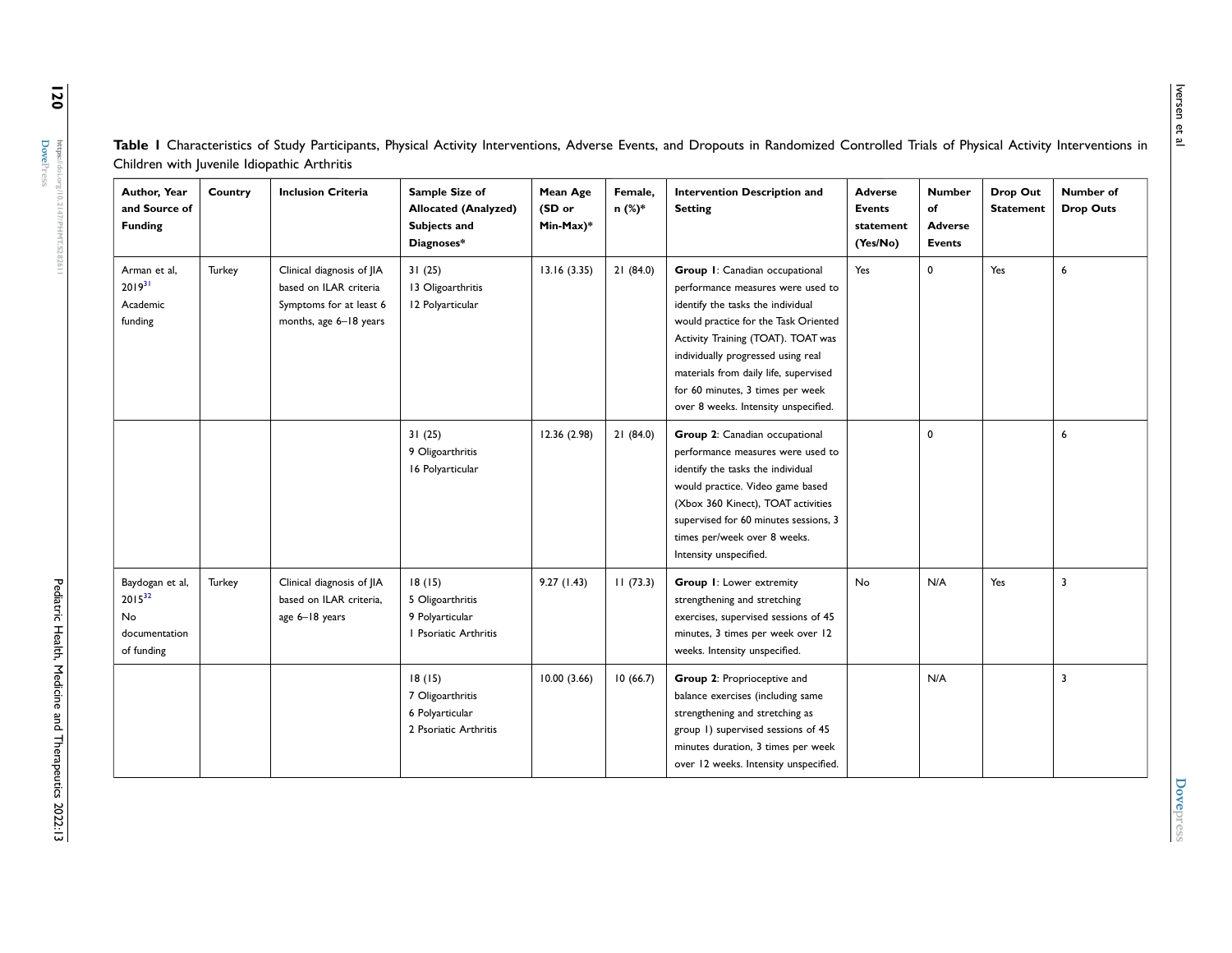**Table 1** Characteristics of Study Participants, Physical Activity Interventions, Adverse Events, and Dropouts in Randomized Controlled Trials of Physical Activity Interventions in Children with Juvenile Idiopathic Arthritis

| Author, Year and Source of Funding | Country | Inclusion Criteria | Sample Size of Allocated (Analyzed) Subjects and Diagnoses* | Mean Age (SD or Min-Max)* | Female, n (%)* | Intervention Description and Setting | Adverse Events statement (Yes/No) | Number of Adverse Events | Drop Out Statement | Number of Drop Outs |
|---|---|---|---|---|---|---|---|---|---|---|
| Arman et al, 2019[31] Academic funding | Turkey | Clinical diagnosis of JIA based on ILAR criteria Symptoms for at least 6 months, age 6–18 years | 31 (25) 13 Oligoarthritis 12 Polyarticular | 13.16 (3.35) | 21 (84.0) | **Group 1**: Canadian occupational performance measures were used to identify the tasks the individual would practice for the Task Oriented Activity Training (TOAT). TOAT was individually progressed using real materials from daily life, supervised for 60 minutes, 3 times per week over 8 weeks. Intensity unspecified. | Yes | 0 | Yes | 6 |
| | | | 31 (25) 9 Oligoarthritis 16 Polyarticular | 12.36 (2.98) | 21 (84.0) | **Group 2**: Canadian occupational performance measures were used to identify the tasks the individual would practice. Video game based (Xbox 360 Kinect), TOAT activities supervised for 60 minutes sessions, 3 times per/week over 8 weeks. Intensity unspecified. | | 0 | | 6 |
| Baydogan et al, 2015[32] No documentation of funding | Turkey | Clinical diagnosis of JIA based on ILAR criteria, age 6–18 years | 18 (15) 5 Oligoarthritis 9 Polyarticular 1 Psoriatic Arthritis | 9.27 (1.43) | 11 (73.3) | **Group 1**: Lower extremity strengthening and stretching exercises, supervised sessions of 45 minutes, 3 times per week over 12 weeks. Intensity unspecified. | No | N/A | Yes | 3 |
| | | | 18 (15) 7 Oligoarthritis 6 Polyarticular 2 Psoriatic Arthritis | 10.00 (3.66) | 10 (66.7) | **Group 2**: Proprioceptive and balance exercises (including same strengthening and stretching as group 1) supervised sessions of 45 minutes duration, 3 times per week over 12 weeks. Intensity unspecified. | | N/A | | 3 |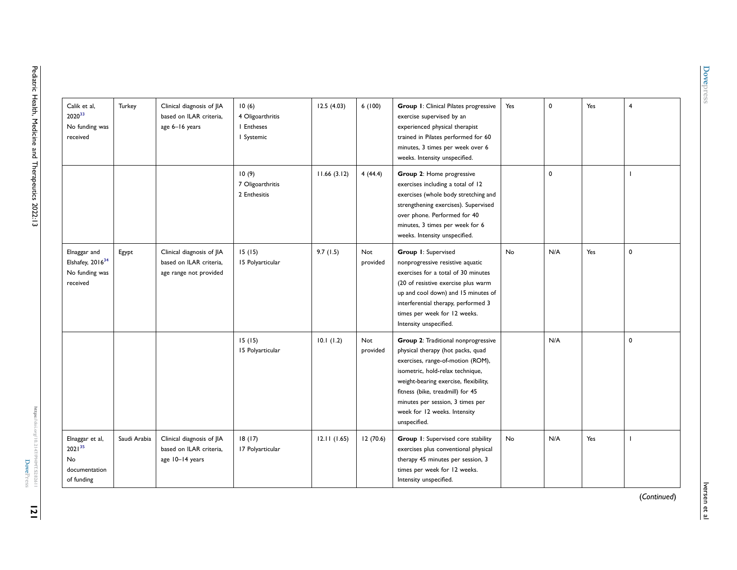| | | | | | | | | | | |
|---|---|---|---|---|---|---|---|---|---|---|
| Calik et al, 2020[33] No funding was received | Turkey | Clinical diagnosis of JIA based on ILAR criteria, age 6–16 years | 10 (6) 4 Oligoarthritis 1 Entheses 1 Systemic | 12.5 (4.03) | 6 (100) | **Group 1**: Clinical Pilates progressive exercise supervised by an experienced physical therapist trained in Pilates performed for 60 minutes, 3 times per week over 6 weeks. Intensity unspecified. | Yes | 0 | Yes | 4 |
| | | | 10 (9) 7 Oligoarthritis 2 Enthesitis | 11.66 (3.12) | 4 (44.4) | **Group 2**: Home progressive exercises including a total of 12 exercises (whole body stretching and strengthening exercises). Supervised over phone. Performed for 40 minutes, 3 times per week for 6 weeks. Intensity unspecified. | | 0 | | 1 |
| Elnaggar and Elshafey, 2016[34] No funding was received | Egypt | Clinical diagnosis of JIA based on ILAR criteria, age range not provided | 15 (15) 15 Polyarticular | 9.7 (1.5) | Not provided | **Group 1**: Supervised nonprogressive resistive aquatic exercises for a total of 30 minutes (20 of resistive exercise plus warm up and cool down) and 15 minutes of interferential therapy, performed 3 times per week for 12 weeks. Intensity unspecified. | No | N/A | Yes | 0 |
| | | | 15 (15) 15 Polyarticular | 10.1 (1.2) | Not provided | **Group 2**: Traditional nonprogressive physical therapy (hot packs, quad exercises, range-of-motion (ROM), isometric, hold-relax technique, weight-bearing exercise, flexibility, fitness (bike, treadmill) for 45 minutes per session, 3 times per week for 12 weeks. Intensity unspecified. | | N/A | | 0 |
| Elnaggar et al, 2021[35] No documentation of funding | Saudi Arabia | Clinical diagnosis of JIA based on ILAR criteria, age 10–14 years | 18 (17) 17 Polyarticular | 12.11 (1.65) | 12 (70.6) | **Group 1**: Supervised core stability exercises plus conventional physical therapy 45 minutes per session, 3 times per week for 12 weeks. Intensity unspecified. | No | N/A | Yes | 1 |

(*Continued*)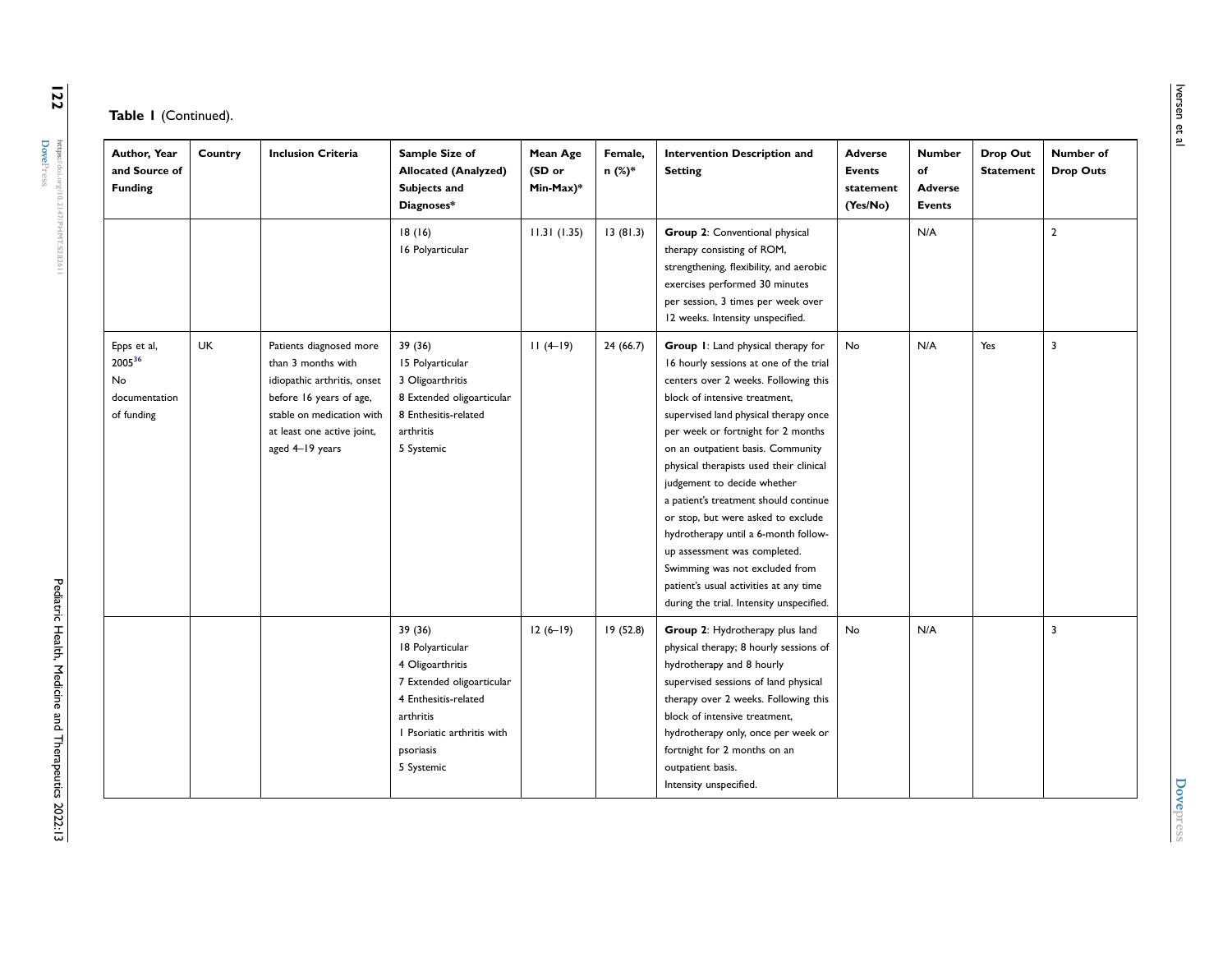**Table 1** (Continued).

| Author, Year and Source of Funding | Country | Inclusion Criteria | Sample Size of Allocated (Analyzed) Subjects and Diagnoses* | Mean Age (SD or Min-Max)* | Female, n (%)* | Intervention Description and Setting | Adverse Events statement (Yes/No) | Number of Adverse Events | Drop Out Statement | Number of Drop Outs |
|---|---|---|---|---|---|---|---|---|---|---|
| | | | 18 (16)<br>16 Polyarticular | 11.31 (1.35) | 13 (81.3) | **Group 2**: Conventional physical therapy consisting of ROM, strengthening, flexibility, and aerobic exercises performed 30 minutes per session, 3 times per week over 12 weeks. Intensity unspecified. | | N/A | | 2 |
| Epps et al, 2005[36]<br>No documentation of funding | UK | Patients diagnosed more than 3 months with idiopathic arthritis, onset before 16 years of age, stable on medication with at least one active joint, aged 4–19 years | 39 (36)<br>15 Polyarticular<br>3 Oligoarthritis<br>8 Extended oligoarticular<br>8 Enthesitis-related arthritis<br>5 Systemic | 11 (4–19) | 24 (66.7) | **Group 1**: Land physical therapy for 16 hourly sessions at one of the trial centers over 2 weeks. Following this block of intensive treatment, supervised land physical therapy once per week or fortnight for 2 months on an outpatient basis. Community physical therapists used their clinical judgement to decide whether a patient's treatment should continue or stop, but were asked to exclude hydrotherapy until a 6-month follow-up assessment was completed. Swimming was not excluded from patient's usual activities at any time during the trial. Intensity unspecified. | No | N/A | Yes | 3 |
| | | | 39 (36)<br>18 Polyarticular<br>4 Oligoarthritis<br>7 Extended oligoarticular<br>4 Enthesitis-related arthritis<br>1 Psoriatic arthritis with psoriasis<br>5 Systemic | 12 (6–19) | 19 (52.8) | **Group 2**: Hydrotherapy plus land physical therapy; 8 hourly sessions of hydrotherapy and 8 hourly supervised sessions of land physical therapy over 2 weeks. Following this block of intensive treatment, hydrotherapy only, once per week or fortnight for 2 months on an outpatient basis.<br>Intensity unspecified. | No | N/A | | 3 |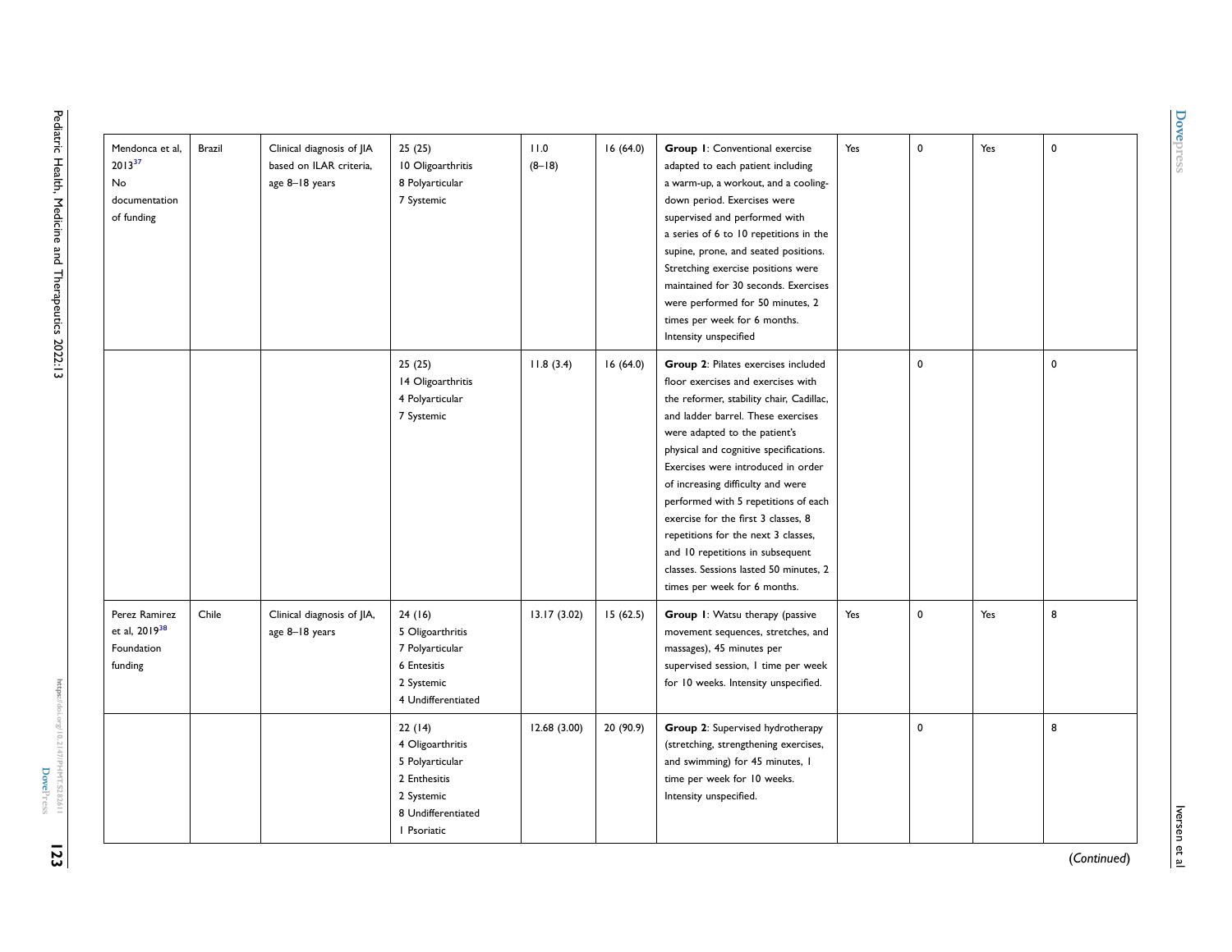| | | | | | | | | | | |
|---|---|---|---|---|---|---|---|---|---|---|
| Mendonca et al, 2013[37] No documentation of funding | Brazil | Clinical diagnosis of JIA based on ILAR criteria, age 8–18 years | 25 (25) 10 Oligoarthritis 8 Polyarticular 7 Systemic | 11.0 (8–18) | 16 (64.0) | **Group 1**: Conventional exercise adapted to each patient including a warm-up, a workout, and a cooling-down period. Exercises were supervised and performed with a series of 6 to 10 repetitions in the supine, prone, and seated positions. Stretching exercise positions were maintained for 30 seconds. Exercises were performed for 50 minutes, 2 times per week for 6 months. Intensity unspecified | Yes | 0 | Yes | 0 |
| | | | 25 (25) 14 Oligoarthritis 4 Polyarticular 7 Systemic | 11.8 (3.4) | 16 (64.0) | **Group 2**: Pilates exercises included floor exercises and exercises with the reformer, stability chair, Cadillac, and ladder barrel. These exercises were adapted to the patient's physical and cognitive specifications. Exercises were introduced in order of increasing difficulty and were performed with 5 repetitions of each exercise for the first 3 classes, 8 repetitions for the next 3 classes, and 10 repetitions in subsequent classes. Sessions lasted 50 minutes, 2 times per week for 6 months. | | 0 | | 0 |
| Perez Ramirez et al, 2019[38] Foundation funding | Chile | Clinical diagnosis of JIA, age 8–18 years | 24 (16) 5 Oligoarthritis 7 Polyarticular 6 Entesitis 2 Systemic 4 Undifferentiated | 13.17 (3.02) | 15 (62.5) | **Group 1**: Watsu therapy (passive movement sequences, stretches, and massages), 45 minutes per supervised session, 1 time per week for 10 weeks. Intensity unspecified. | Yes | 0 | Yes | 8 |
| | | | 22 (14) 4 Oligoarthritis 5 Polyarticular 2 Enthesitis 2 Systemic 8 Undifferentiated 1 Psoriatic | 12.68 (3.00) | 20 (90.9) | **Group 2**: Supervised hydrotherapy (stretching, strengthening exercises, and swimming) for 45 minutes, 1 time per week for 10 weeks. Intensity unspecified. | | 0 | | 8 |

(*Continued*)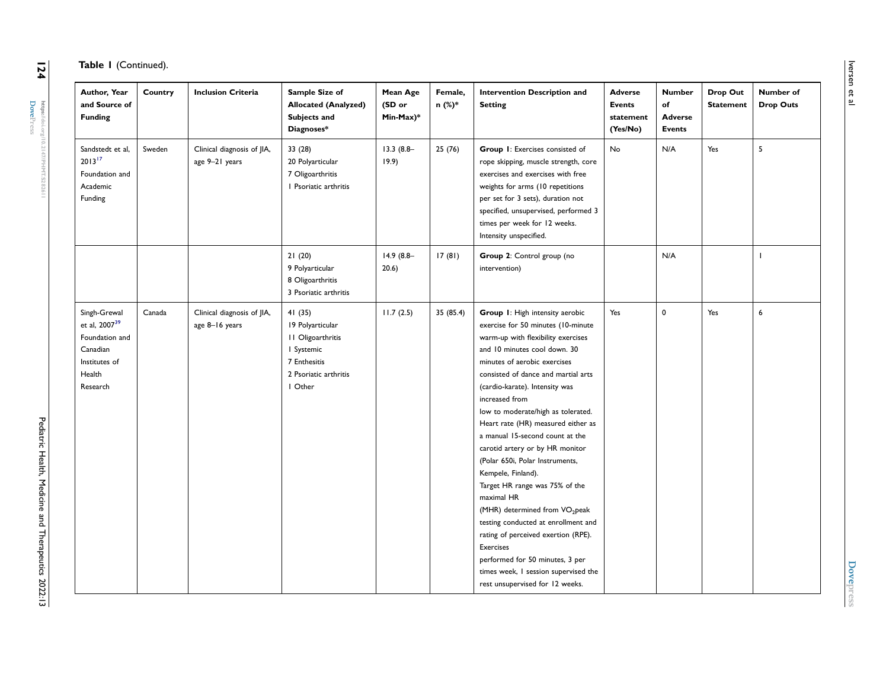**Table 1** (Continued).

| Author, Year and Source of Funding | Country | Inclusion Criteria | Sample Size of Allocated (Analyzed) Subjects and Diagnoses* | Mean Age (SD or Min-Max)* | Female, n (%)* | Intervention Description and Setting | Adverse Events statement (Yes/No) | Number of Adverse Events | Drop Out Statement | Number of Drop Outs |
|---|---|---|---|---|---|---|---|---|---|---|
| Sandstedt et al, 2013[17] Foundation and Academic Funding | Sweden | Clinical diagnosis of JIA, age 9–21 years | 33 (28) 20 Polyarticular 7 Oligoarthritis 1 Psoriatic arthritis | 13.3 (8.8–19.9) | 25 (76) | **Group 1**: Exercises consisted of rope skipping, muscle strength, core exercises and exercises with free weights for arms (10 repetitions per set for 3 sets), duration not specified, unsupervised, performed 3 times per week for 12 weeks. Intensity unspecified. | No | N/A | Yes | 5 |
| | | | 21 (20) 9 Polyarticular 8 Oligoarthritis 3 Psoriatic arthritis | 14.9 (8.8–20.6) | 17 (81) | **Group 2**: Control group (no intervention) | | N/A | | 1 |
| Singh-Grewal et al, 2007[39] Foundation and Canadian Institutes of Health Research | Canada | Clinical diagnosis of JIA, age 8–16 years | 41 (35) 19 Polyarticular 11 Oligoarthritis 1 Systemic 7 Enthesitis 2 Psoriatic arthritis 1 Other | 11.7 (2.5) | 35 (85.4) | **Group 1**: High intensity aerobic exercise for 50 minutes (10-minute warm-up with flexibility exercises and 10 minutes cool down. 30 minutes of aerobic exercises consisted of dance and martial arts (cardio-karate). Intensity was increased from low to moderate/high as tolerated. Heart rate (HR) measured either as a manual 15-second count at the carotid artery or by HR monitor (Polar 650i, Polar Instruments, Kempele, Finland). Target HR range was 75% of the maximal HR (MHR) determined from $VO_2$peak testing conducted at enrollment and rating of perceived exertion (RPE). Exercises performed for 50 minutes, 3 per times week, 1 session supervised the rest unsupervised for 12 weeks. | Yes | 0 | Yes | 6 |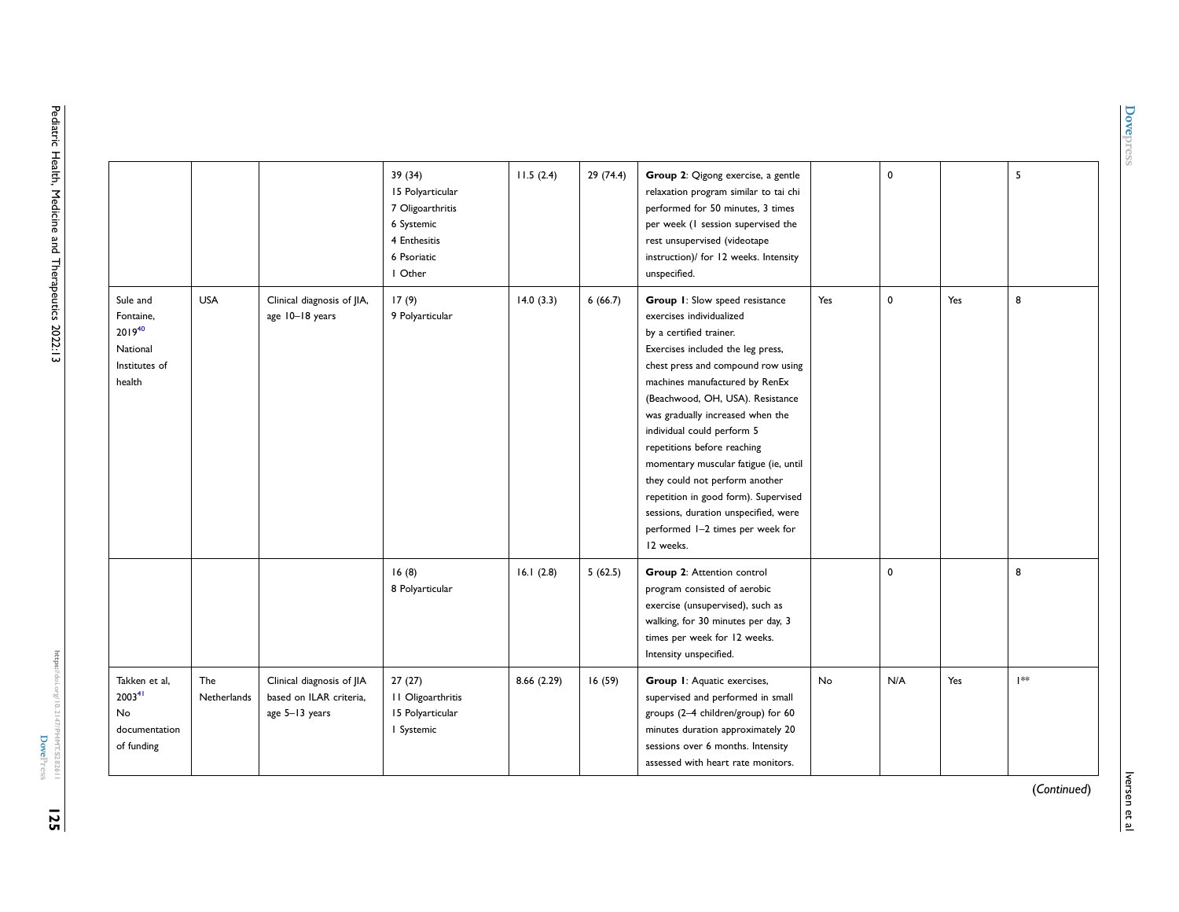|  |  |  | 39 (34)<br>15 Polyarticular<br>7 Oligoarthritis<br>6 Systemic<br>4 Enthesitis<br>6 Psoriatic<br>1 Other | 11.5 (2.4) | 29 (74.4) | **Group 2**: Qigong exercise, a gentle relaxation program similar to tai chi performed for 50 minutes, 3 times per week (1 session supervised the rest unsupervised (videotape instruction)/ for 12 weeks. Intensity unspecified. |  | 0 |  | 5 |
|---|---|---|---|---|---|---|---|---|---|---|
| Sule and Fontaine, 2019[40]<br>National Institutes of health | USA | Clinical diagnosis of JIA, age 10–18 years | 17 (9)<br>9 Polyarticular | 14.0 (3.3) | 6 (66.7) | **Group 1**: Slow speed resistance exercises individualized by a certified trainer.<br>Exercises included the leg press, chest press and compound row using machines manufactured by RenEx (Beachwood, OH, USA). Resistance was gradually increased when the individual could perform 5 repetitions before reaching momentary muscular fatigue (ie, until they could not perform another repetition in good form). Supervised sessions, duration unspecified, were performed 1–2 times per week for 12 weeks. | Yes | 0 | Yes | 8 |
|  |  |  | 16 (8)<br>8 Polyarticular | 16.1 (2.8) | 5 (62.5) | **Group 2**: Attention control program consisted of aerobic exercise (unsupervised), such as walking, for 30 minutes per day, 3 times per week for 12 weeks. Intensity unspecified. |  | 0 |  | 8 |
| Takken et al, 2003[41]<br>No documentation of funding | The Netherlands | Clinical diagnosis of JIA based on ILAR criteria, age 5–13 years | 27 (27)<br>11 Oligoarthritis<br>15 Polyarticular<br>1 Systemic | 8.66 (2.29) | 16 (59) | **Group 1**: Aquatic exercises, supervised and performed in small groups (2–4 children/group) for 60 minutes duration approximately 20 sessions over 6 months. Intensity assessed with heart rate monitors. | No | N/A | Yes | 1** |

(*Continued*)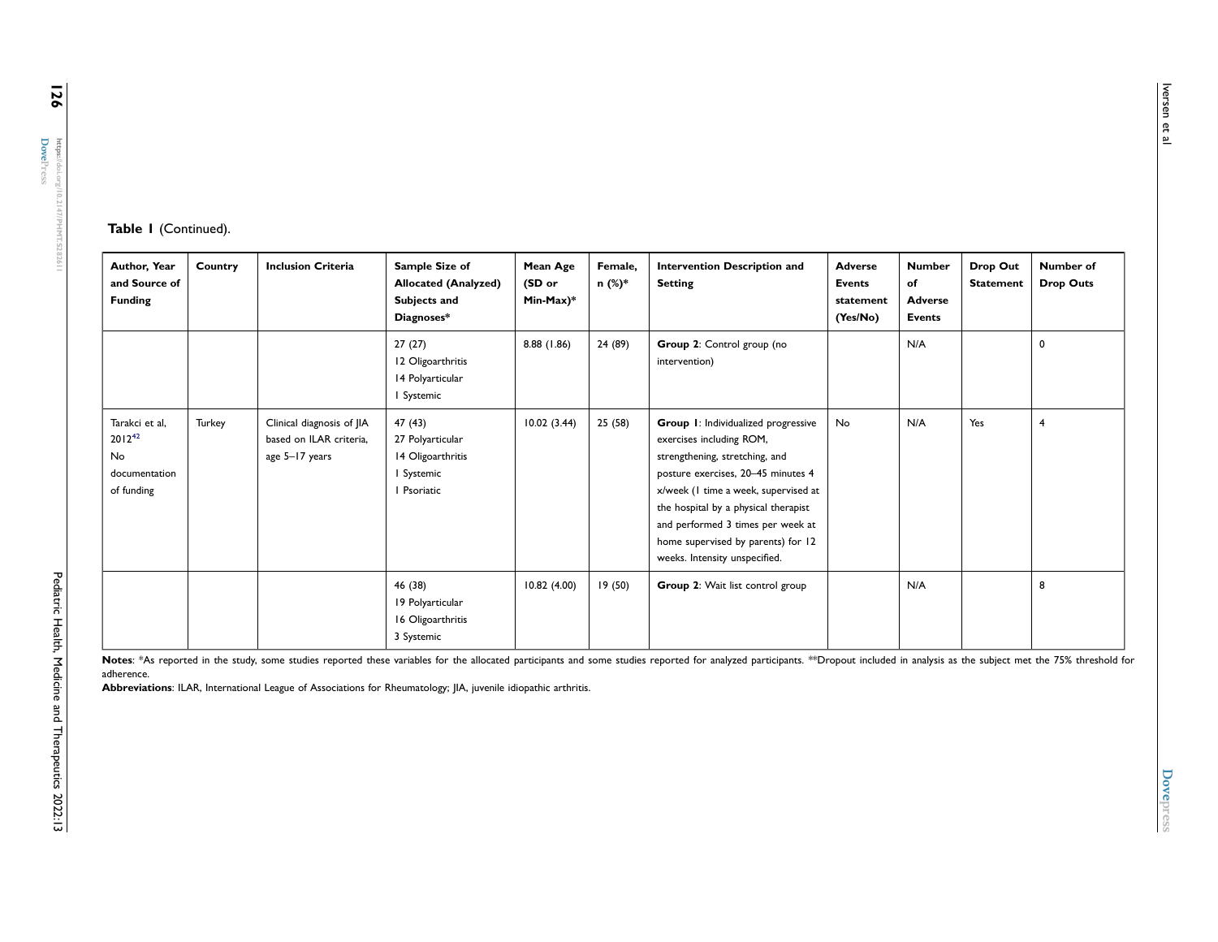**Table 1** (Continued).

| Author, Year and Source of Funding | Country | Inclusion Criteria | Sample Size of Allocated (Analyzed) Subjects and Diagnoses* | Mean Age (SD or Min-Max)* | Female, n (%)* | Intervention Description and Setting | Adverse Events statement (Yes/No) | Number of Adverse Events | Drop Out Statement | Number of Drop Outs |
|---|---|---|---|---|---|---|---|---|---|---|
| | | | 27 (27)<br>12 Oligoarthritis<br>14 Polyarticular<br>1 Systemic | 8.88 (1.86) | 24 (89) | **Group 2**: Control group (no intervention) | | N/A | | 0 |
| Tarakci et al, 2012[42]<br>No documentation of funding | Turkey | Clinical diagnosis of JIA based on ILAR criteria, age 5–17 years | 47 (43)<br>27 Polyarticular<br>14 Oligoarthritis<br>1 Systemic<br>1 Psoriatic | 10.02 (3.44) | 25 (58) | **Group 1**: Individualized progressive exercises including ROM, strengthening, stretching, and posture exercises, 20–45 minutes 4 x/week (1 time a week, supervised at the hospital by a physical therapist and performed 3 times per week at home supervised by parents) for 12 weeks. Intensity unspecified. | No | N/A | Yes | 4 |
| | | | 46 (38)<br>19 Polyarticular<br>16 Oligoarthritis<br>3 Systemic | 10.82 (4.00) | 19 (50) | **Group 2**: Wait list control group | | N/A | | 8 |

**Notes**: *As reported in the study, some studies reported these variables for the allocated participants and some studies reported for analyzed participants. **Dropout included in analysis as the subject met the 75% threshold for adherence.

**Abbreviations**: ILAR, International League of Associations for Rheumatology; JIA, juvenile idiopathic arthritis.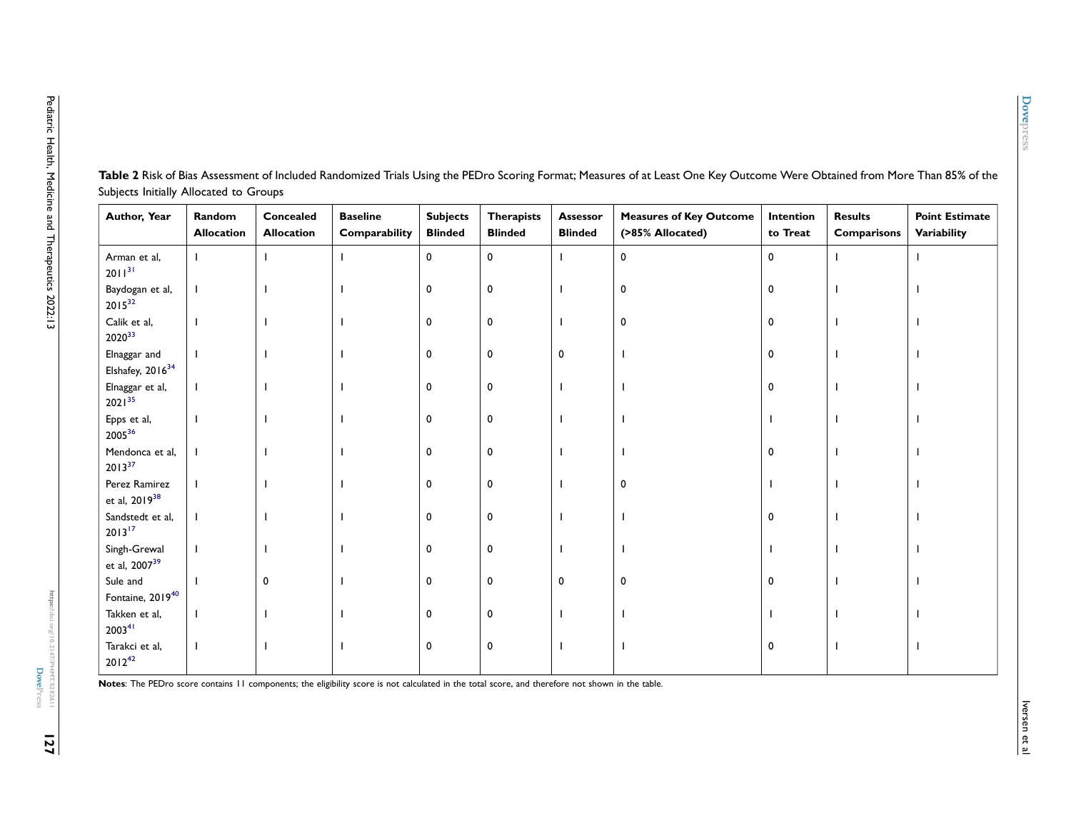**Table 2** Risk of Bias Assessment of Included Randomized Trials Using the PEDro Scoring Format; Measures of at Least One Key Outcome Were Obtained from More Than 85% of the Subjects Initially Allocated to Groups

| Author, Year | Random Allocation | Concealed Allocation | Baseline Comparability | Subjects Blinded | Therapists Blinded | Assessor Blinded | Measures of Key Outcome (>85% Allocated) | Intention to Treat | Results Comparisons | Point Estimate Variability |
|---|---|---|---|---|---|---|---|---|---|---|
| Arman et al, 2011[31] | 1 | 1 | 1 | 0 | 0 | 1 | 0 | 0 | 1 | 1 |
| Baydogan et al, 2015[32] | 1 | 1 | 1 | 0 | 0 | 1 | 0 | 0 | 1 | 1 |
| Calik et al, 2020[33] | 1 | 1 | 1 | 0 | 0 | 1 | 0 | 0 | 1 | 1 |
| Elnaggar and Elshafey, 2016[34] | 1 | 1 | 1 | 0 | 0 | 0 | 1 | 0 | 1 | 1 |
| Elnaggar et al, 2021[35] | 1 | 1 | 1 | 0 | 0 | 1 | 1 | 0 | 1 | 1 |
| Epps et al, 2005[36] | 1 | 1 | 1 | 0 | 0 | 1 | 1 | 1 | 1 | 1 |
| Mendonca et al, 2013[37] | 1 | 1 | 1 | 0 | 0 | 1 | 1 | 0 | 1 | 1 |
| Perez Ramirez et al, 2019[38] | 1 | 1 | 1 | 0 | 0 | 1 | 0 | 1 | 1 | 1 |
| Sandstedt et al, 2013[17] | 1 | 1 | 1 | 0 | 0 | 1 | 1 | 0 | 1 | 1 |
| Singh-Grewal et al, 2007[39] | 1 | 1 | 1 | 0 | 0 | 1 | 1 | 1 | 1 | 1 |
| Sule and Fontaine, 2019[40] | 1 | 0 | 1 | 0 | 0 | 0 | 0 | 0 | 1 | 1 |
| Takken et al, 2003[41] | 1 | 1 | 1 | 0 | 0 | 1 | 1 | 1 | 1 | 1 |
| Tarakci et al, 2012[42] | 1 | 1 | 1 | 0 | 0 | 1 | 1 | 0 | 1 | 1 |

**Notes**: The PEDro score contains 11 components; the eligibility score is not calculated in the total score, and therefore not shown in the table.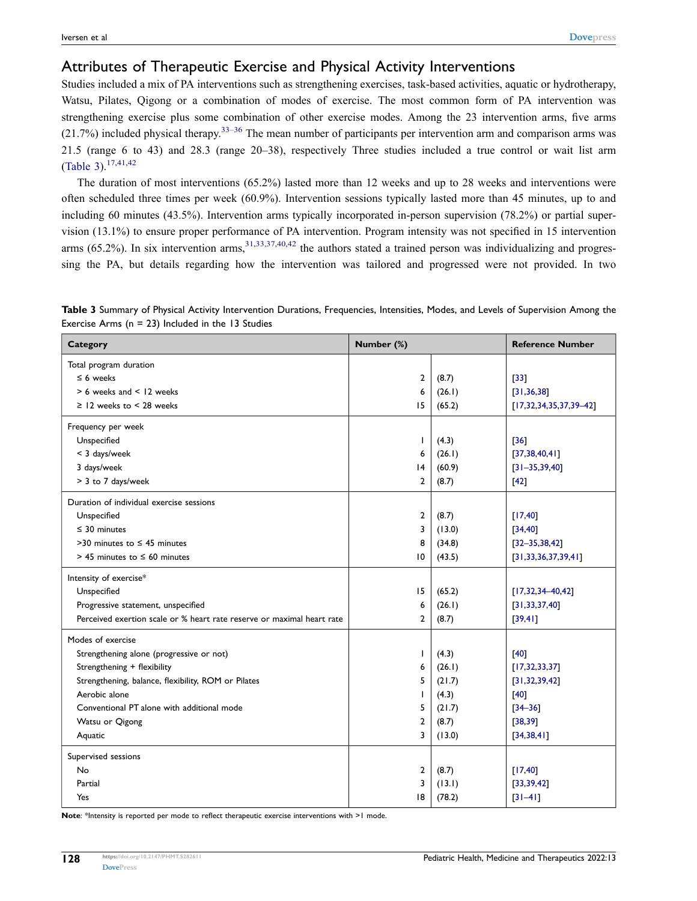## Attributes of Therapeutic Exercise and Physical Activity Interventions

Studies included a mix of PA interventions such as strengthening exercises, task-based activities, aquatic or hydrotherapy, Watsu, Pilates, Qigong or a combination of modes of exercise. The most common form of PA intervention was strengthening exercise plus some combination of other exercise modes. Among the 23 intervention arms, five arms (21.7%) included physical therapy.[33–36] The mean number of participants per intervention arm and comparison arms was 21.5 (range 6 to 43) and 28.3 (range 20–38), respectively Three studies included a true control or wait list arm (Table 3).[17,41,42]

The duration of most interventions (65.2%) lasted more than 12 weeks and up to 28 weeks and interventions were often scheduled three times per week (60.9%). Intervention sessions typically lasted more than 45 minutes, up to and including 60 minutes (43.5%). Intervention arms typically incorporated in-person supervision (78.2%) or partial supervision (13.1%) to ensure proper performance of PA intervention. Program intensity was not specified in 15 intervention arms (65.2%). In six intervention arms,[31,33,37,40,42] the authors stated a trained person was individualizing and progressing the PA, but details regarding how the intervention was tailored and progressed were not provided. In two

**Table 3** Summary of Physical Activity Intervention Durations, Frequencies, Intensities, Modes, and Levels of Supervision Among the Exercise Arms (n = 23) Included in the 13 Studies

| Category | Number (%) | | Reference Number |
|---|---|---|---|
| Total program duration | | | |
| ≤ 6 weeks | 2 | (8.7) | [33] |
| > 6 weeks and < 12 weeks | 6 | (26.1) | [31,36,38] |
| ≥ 12 weeks to < 28 weeks | 15 | (65.2) | [17,32,34,35,37,39–42] |
| Frequency per week | | | |
| Unspecified | 1 | (4.3) | [36] |
| < 3 days/week | 6 | (26.1) | [37,38,40,41] |
| 3 days/week | 14 | (60.9) | [31–35,39,40] |
| > 3 to 7 days/week | 2 | (8.7) | [42] |
| Duration of individual exercise sessions | | | |
| Unspecified | 2 | (8.7) | [17,40] |
| ≤ 30 minutes | 3 | (13.0) | [34,40] |
| >30 minutes to ≤ 45 minutes | 8 | (34.8) | [32–35,38,42] |
| > 45 minutes to ≤ 60 minutes | 10 | (43.5) | [31,33,36,37,39,41] |
| Intensity of exercise* | | | |
| Unspecified | 15 | (65.2) | [17,32,34–40,42] |
| Progressive statement, unspecified | 6 | (26.1) | [31,33,37,40] |
| Perceived exertion scale or % heart rate reserve or maximal heart rate | 2 | (8.7) | [39,41] |
| Modes of exercise | | | |
| Strengthening alone (progressive or not) | 1 | (4.3) | [40] |
| Strengthening + flexibility | 6 | (26.1) | [17,32,33,37] |
| Strengthening, balance, flexibility, ROM or Pilates | 5 | (21.7) | [31,32,39,42] |
| Aerobic alone | 1 | (4.3) | [40] |
| Conventional PT alone with additional mode | 5 | (21.7) | [34–36] |
| Watsu or Qigong | 2 | (8.7) | [38,39] |
| Aquatic | 3 | (13.0) | [34,38,41] |
| Supervised sessions | | | |
| No | 2 | (8.7) | [17,40] |
| Partial | 3 | (13.1) | [33,39,42] |
| Yes | 18 | (78.2) | [31–41] |

**Note**: *Intensity is reported per mode to reflect therapeutic exercise interventions with >1 mode.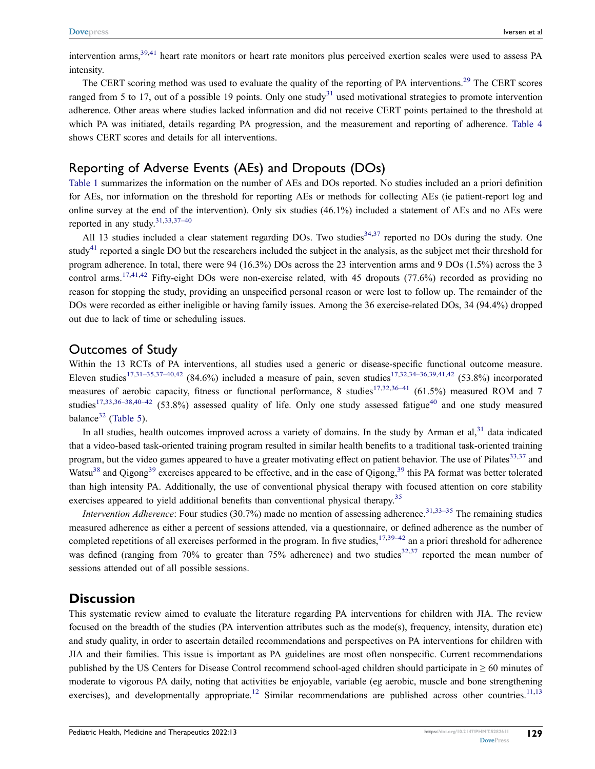intervention arms,[39,41] heart rate monitors or heart rate monitors plus perceived exertion scales were used to assess PA intensity.

The CERT scoring method was used to evaluate the quality of the reporting of PA interventions.[29] The CERT scores ranged from 5 to 17, out of a possible 19 points. Only one study[31] used motivational strategies to promote intervention adherence. Other areas where studies lacked information and did not receive CERT points pertained to the threshold at which PA was initiated, details regarding PA progression, and the measurement and reporting of adherence. Table 4 shows CERT scores and details for all interventions.

## Reporting of Adverse Events (AEs) and Dropouts (DOs)

Table 1 summarizes the information on the number of AEs and DOs reported. No studies included an a priori definition for AEs, nor information on the threshold for reporting AEs or methods for collecting AEs (ie patient-report log and online survey at the end of the intervention). Only six studies (46.1%) included a statement of AEs and no AEs were reported in any study.[31,33,37–40]

All 13 studies included a clear statement regarding DOs. Two studies[34,37] reported no DOs during the study. One study[41] reported a single DO but the researchers included the subject in the analysis, as the subject met their threshold for program adherence. In total, there were 94 (16.3%) DOs across the 23 intervention arms and 9 DOs (1.5%) across the 3 control arms.[17,41,42] Fifty-eight DOs were non-exercise related, with 45 dropouts (77.6%) recorded as providing no reason for stopping the study, providing an unspecified personal reason or were lost to follow up. The remainder of the DOs were recorded as either ineligible or having family issues. Among the 36 exercise-related DOs, 34 (94.4%) dropped out due to lack of time or scheduling issues.

## Outcomes of Study

Within the 13 RCTs of PA interventions, all studies used a generic or disease-specific functional outcome measure. Eleven studies[17,31–35,37–40,42] (84.6%) included a measure of pain, seven studies[17,32,34–36,39,41,42] (53.8%) incorporated measures of aerobic capacity, fitness or functional performance, 8 studies[17,32,36–41] (61.5%) measured ROM and 7 studies[17,33,36–38,40–42] (53.8%) assessed quality of life. Only one study assessed fatigue[40] and one study measured balance[32] (Table 5).

In all studies, health outcomes improved across a variety of domains. In the study by Arman et al,[31] data indicated that a video-based task-oriented training program resulted in similar health benefits to a traditional task-oriented training program, but the video games appeared to have a greater motivating effect on patient behavior. The use of Pilates[33,37] and Watsu[38] and Qigong[39] exercises appeared to be effective, and in the case of Qigong,[39] this PA format was better tolerated than high intensity PA. Additionally, the use of conventional physical therapy with focused attention on core stability exercises appeared to yield additional benefits than conventional physical therapy.[35]

*Intervention Adherence*: Four studies (30.7%) made no mention of assessing adherence.[31,33–35] The remaining studies measured adherence as either a percent of sessions attended, via a questionnaire, or defined adherence as the number of completed repetitions of all exercises performed in the program. In five studies,[17,39–42] an a priori threshold for adherence was defined (ranging from 70% to greater than 75% adherence) and two studies[32,37] reported the mean number of sessions attended out of all possible sessions.

# Discussion

This systematic review aimed to evaluate the literature regarding PA interventions for children with JIA. The review focused on the breadth of the studies (PA intervention attributes such as the mode(s), frequency, intensity, duration etc) and study quality, in order to ascertain detailed recommendations and perspectives on PA interventions for children with JIA and their families. This issue is important as PA guidelines are most often nonspecific. Current recommendations published by the US Centers for Disease Control recommend school-aged children should participate in ≥ 60 minutes of moderate to vigorous PA daily, noting that activities be enjoyable, variable (eg aerobic, muscle and bone strengthening exercises), and developmentally appropriate.[12] Similar recommendations are published across other countries.[11,13]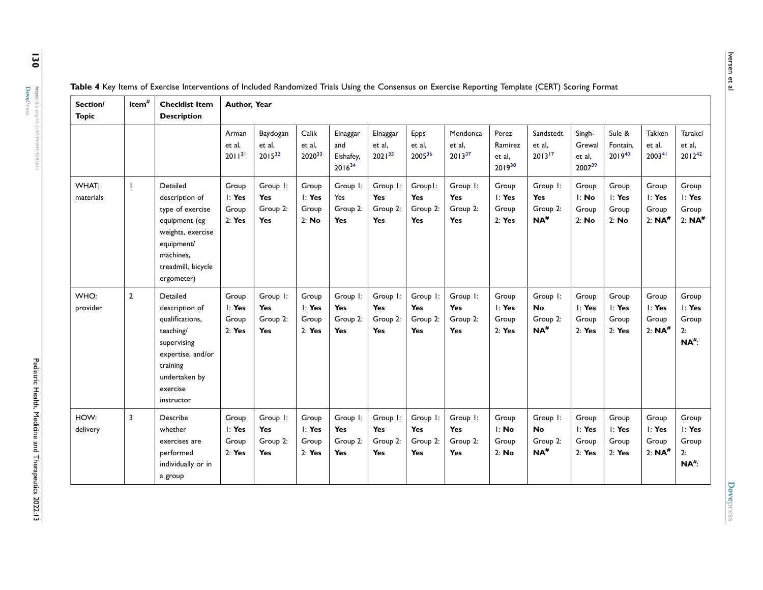**Table 4** Key Items of Exercise Interventions of Included Randomized Trials Using the Consensus on Exercise Reporting Template (CERT) Scoring Format

| Section/ Topic | Item# | Checklist Item Description | Author, Year | | | | | | | | | | | | |
|---|---|---|---|---|---|---|---|---|---|---|---|---|---|---|---|
| | | | Arman et al, 2011[31] | Baydogan et al, 2015[32] | Calik et al, 2020[33] | Elnaggar and Elshafey, 2016[34] | Elnaggar et al, 2021[35] | Epps et al, 2005[36] | Mendonca et al, 2013[37] | Perez Ramirez et al, 2019[38] | Sandstedt et al, 2013[17] | Singh-Grewal et al, 2007[39] | Sule & Fontain, 2019[40] | Takken et al, 2003[41] | Tarakci et al, 2012[42] |
| WHAT: materials | 1 | Detailed description of type of exercise equipment (eg weights, exercise equipment/ machines, treadmill, bicycle ergometer) | Group 1: **Yes** Group 2: **Yes** | Group 1: **Yes** Group 2: **Yes** | Group 1: **Yes** Group 2: **No** | Group 1: Yes Group 2: **Yes** | Group 1: **Yes** Group 2: **Yes** | Group1: **Yes** Group 2: **Yes** | Group 1: **Yes** Group 2: **Yes** | Group 1: **Yes** Group 2: **Yes** | Group 1: **Yes** Group 2: **NA#** | Group 1: **No** Group 2: **No** | Group 1: **Yes** Group 2: **No** | Group 1: **Yes** Group 2: **NA#** | Group 1: **Yes** Group 2: **NA#** |
| WHO: provider | 2 | Detailed description of qualifications, teaching/ supervising expertise, and/or training undertaken by exercise instructor | Group 1: **Yes** Group 2: **Yes** | Group 1: **Yes** Group 2: **Yes** | Group 1: **Yes** Group 2: **Yes** | Group 1: **Yes** Group 2: **Yes** | Group 1: **Yes** Group 2: **Yes** | Group 1: **Yes** Group 2: **Yes** | Group 1: **Yes** Group 2: **Yes** | Group 1: **Yes** Group 2: **Yes** | Group 1: **No** Group 2: **NA#** | Group 1: **Yes** Group 2: **Yes** | Group 1: **Yes** Group 2: **Yes** | Group 1: **Yes** Group 2: **NA#** | Group 1: **Yes** Group 2: **NA#**: |
| HOW: delivery | 3 | Describe whether exercises are performed individually or in a group | Group 1: **Yes** Group 2: **Yes** | Group 1: **Yes** Group 2: **Yes** | Group 1: **Yes** Group 2: **Yes** | Group 1: **Yes** Group 2: **Yes** | Group 1: **Yes** Group 2: **Yes** | Group 1: **Yes** Group 2: **Yes** | Group 1: **Yes** Group 2: **Yes** | Group 1: **No** Group 2: **No** | Group 1: **No** Group 2: **NA#** | Group 1: **Yes** Group 2: **Yes** | Group 1: **Yes** Group 2: **Yes** | Group 1: **Yes** Group 2: **NA#** | Group 1: **Yes** Group 2: **NA#**: |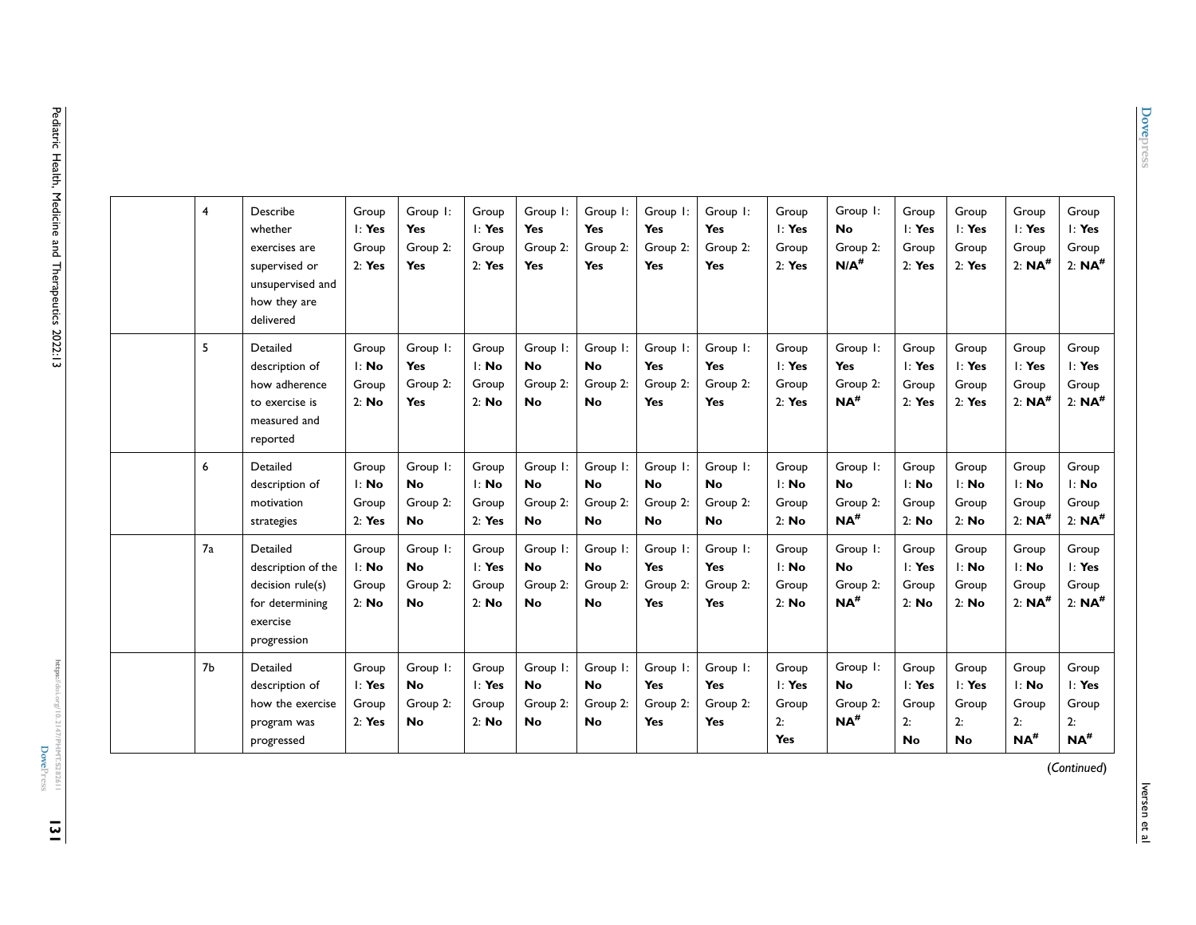| | 4 | Describe whether exercises are supervised or unsupervised and how they are delivered | Group 1: **Yes** Group 2: **Yes** | Group 1: **Yes** Group 2: **Yes** | Group 1: **Yes** Group 2: **Yes** | Group 1: **Yes** Group 2: **Yes** | Group 1: **Yes** Group 2: **Yes** | Group 1: **Yes** Group 2: **Yes** | Group 1: **Yes** Group 2: **Yes** | Group 1: **Yes** Group 2: **Yes** | Group 1: **No** Group 2: **N/A#** | Group 1: **Yes** Group 2: **Yes** | Group 1: **Yes** Group 2: **Yes** | Group 1: **Yes** Group 2: **NA#** | Group 1: **Yes** Group 2: **NA#** |
|---|---|---|---|---|---|---|---|---|---|---|---|---|---|---|---|
| | 5 | Detailed description of how adherence to exercise is measured and reported | Group 1: **No** Group 2: **No** | Group 1: **Yes** Group 2: **Yes** | Group 1: **No** Group 2: **No** | Group 1: **No** Group 2: **No** | Group 1: **No** Group 2: **No** | Group 1: **Yes** Group 2: **Yes** | Group 1: **Yes** Group 2: **Yes** | Group 1: **Yes** Group 2: **Yes** | Group 1: **Yes** Group 2: **NA#** | Group 1: **Yes** Group 2: **Yes** | Group 1: **Yes** Group 2: **Yes** | Group 1: **Yes** Group 2: **NA#** | Group 1: **Yes** Group 2: **NA#** |
| | 6 | Detailed description of motivation strategies | Group 1: **No** Group 2: **Yes** | Group 1: **No** Group 2: **No** | Group 1: **No** Group 2: **Yes** | Group 1: **No** Group 2: **No** | Group 1: **No** Group 2: **No** | Group 1: **No** Group 2: **No** | Group 1: **No** Group 2: **No** | Group 1: **No** Group 2: **No** | Group 1: **No** Group 2: **NA#** | Group 1: **No** Group 2: **No** | Group 1: **No** Group 2: **No** | Group 1: **No** Group 2: **NA#** | Group 1: **No** Group 2: **NA#** |
| | 7a | Detailed description of the decision rule(s) for determining exercise progression | Group 1: **No** Group 2: **No** | Group 1: **No** Group 2: **No** | Group 1: **Yes** Group 2: **No** | Group 1: **No** Group 2: **No** | Group 1: **No** Group 2: **No** | Group 1: **Yes** Group 2: **Yes** | Group 1: **Yes** Group 2: **Yes** | Group 1: **No** Group 2: **No** | Group 1: **No** Group 2: **NA#** | Group 1: **Yes** Group 2: **No** | Group 1: **No** Group 2: **No** | Group 1: **No** Group 2: **NA#** | Group 1: **Yes** Group 2: **NA#** |
| | 7b | Detailed description of how the exercise program was progressed | Group 1: **Yes** Group 2: **Yes** | Group 1: **No** Group 2: **No** | Group 1: **Yes** Group 2: **No** | Group 1: **No** Group 2: **No** | Group 1: **No** Group 2: **No** | Group 1: **Yes** Group 2: **Yes** | Group 1: **Yes** Group 2: **Yes** | Group 1: **Yes** Group 2: **Yes** | Group 1: **No** Group 2: **NA#** | Group 1: **Yes** Group 2: **No** | Group 1: **Yes** Group 2: **No** | Group 1: **No** Group 2: **NA#** | Group 1: **Yes** Group 2: **NA#** |

(*Continued*)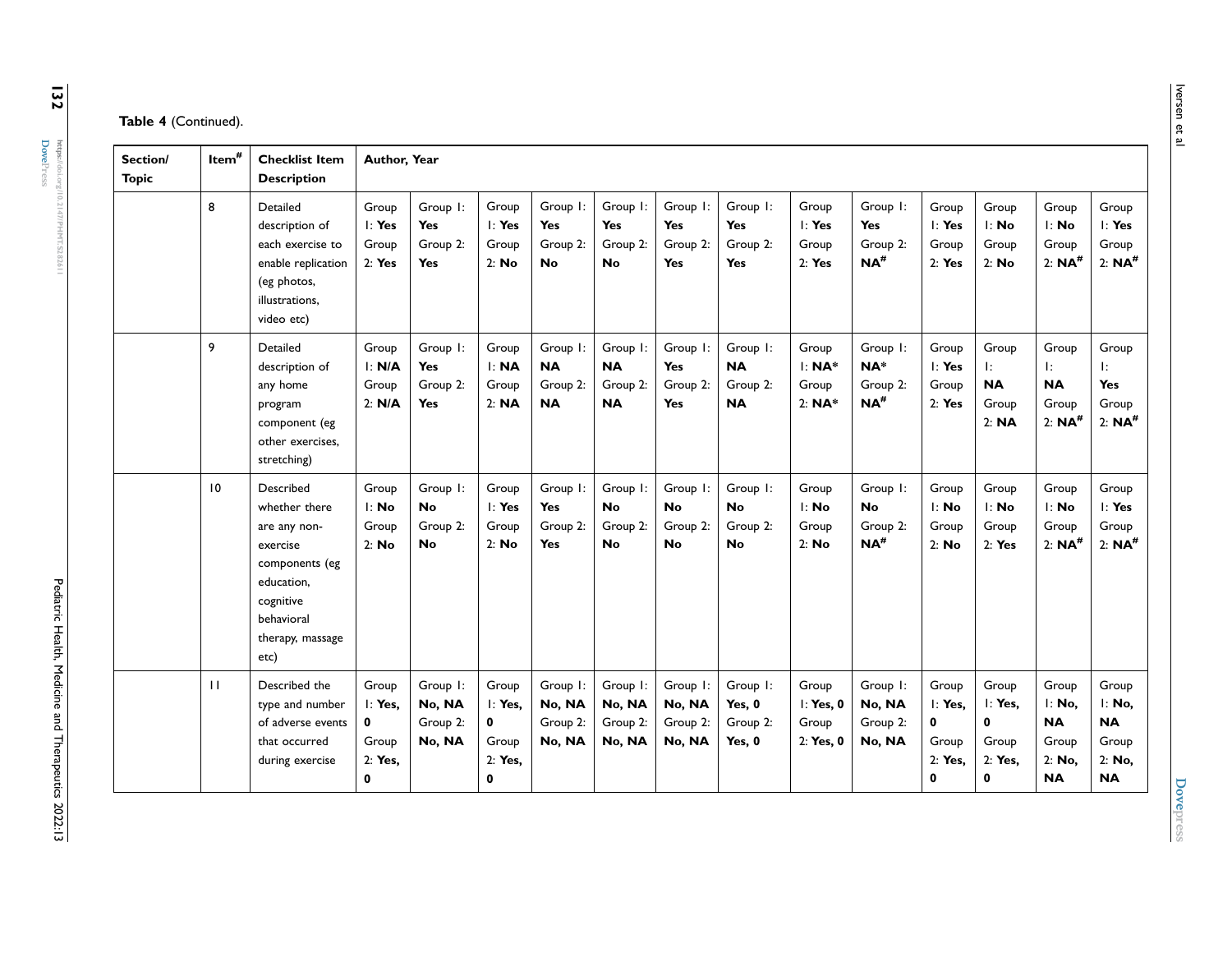**Table 4** (Continued).

| Section/ Topic | Item# | Checklist Item Description | Author, Year | | | | | | | | | | | | |
|---|---|---|---|---|---|---|---|---|---|---|---|---|---|---|---|
| | 8 | Detailed description of each exercise to enable replication (eg photos, illustrations, video etc) | Group 1: **Yes** Group 2: **Yes** | Group 1: **Yes** Group 2: **Yes** | Group 1: **Yes** Group 2: **No** | Group 1: **Yes** Group 2: **No** | Group 1: **Yes** Group 2: **No** | Group 1: **Yes** Group 2: **Yes** | Group 1: **Yes** Group 2: **Yes** | Group 1: **Yes** Group 2: **Yes** | Group 1: **Yes** Group 2: **NA#** | Group 1: **Yes** Group 2: **Yes** | Group 1: **No** Group 2: **No** | Group 1: **No** Group 2: **NA#** | Group 1: **Yes** Group 2: **NA#** |
| | 9 | Detailed description of any home program component (eg other exercises, stretching) | Group 1: **N/A** Group 2: **N/A** | Group 1: **Yes** Group 2: **Yes** | Group 1: **NA** Group 2: **NA** | Group 1: **NA** Group 2: **NA** | Group 1: **NA** Group 2: **NA** | Group 1: **Yes** Group 2: **Yes** | Group 1: **NA** Group 2: **NA** | Group 1: **NA*** Group 2: **NA*** | Group 1: **NA*** Group 2: **NA#** | Group 1: **Yes** Group 2: **Yes** | Group 1: **NA** Group 2: **NA** | Group 1: **NA** Group 2: **NA#** | Group 1: **Yes** Group 2: **NA#** |
| | 10 | Described whether there are any non-exercise components (eg education, cognitive behavioral therapy, massage etc) | Group 1: **No** Group 2: **No** | Group 1: **No** Group 2: **No** | Group 1: **Yes** Group 2: **No** | Group 1: **Yes** Group 2: **Yes** | Group 1: **No** Group 2: **No** | Group 1: **No** Group 2: **No** | Group 1: **No** Group 2: **No** | Group 1: **No** Group 2: **No** | Group 1: **No** Group 2: **NA#** | Group 1: **No** Group 2: **No** | Group 1: **No** Group 2: **Yes** | Group 1: **No** Group 2: **NA#** | Group 1: **Yes** Group 2: **NA#** |
| | 11 | Described the type and number of adverse events that occurred during exercise | Group 1: **Yes, 0** Group 2: **Yes, 0** | Group 1: **No, NA** Group 2: **No, NA** | Group 1: **Yes, 0** Group 2: **Yes, 0** | Group 1: **No, NA** Group 2: **No, NA** | Group 1: **No, NA** Group 2: **No, NA** | Group 1: **No, NA** Group 2: **No, NA** | Group 1: **Yes, 0** Group 2: **Yes, 0** | Group 1: **Yes, 0** Group 2: **Yes, 0** | Group 1: **No, NA** Group 2: **No, NA** | Group 1: **Yes, 0** Group 2: **Yes, 0** | Group 1: **Yes, 0** Group 2: **Yes, 0** | Group 1: **No, NA** Group 2: **No, NA** | Group 1: **No, NA** Group 2: **No, NA** |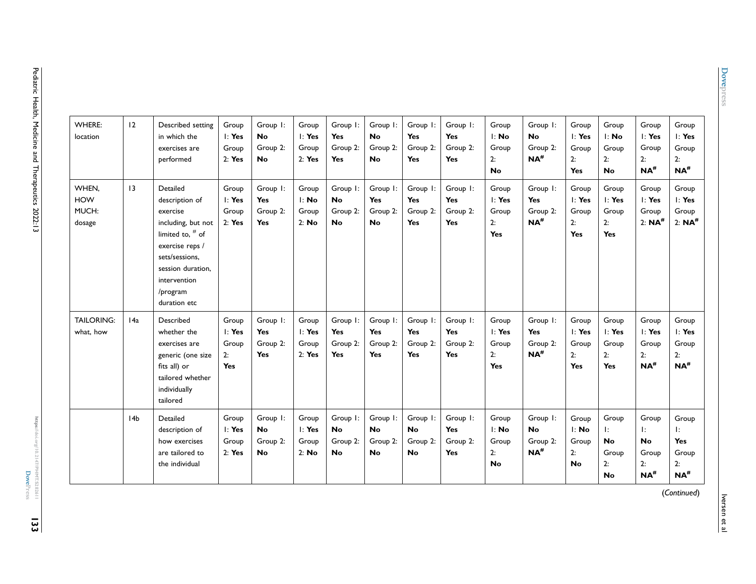| WHERE: location | 12 | Described setting in which the exercises are performed | Group 1: **Yes** Group 2: **Yes** | Group 1: **No** Group 2: **No** | Group 1: **Yes** Group 2: **Yes** | Group 1: **Yes** Group 2: **Yes** | Group 1: **No** Group 2: **No** | Group 1: **Yes** Group 2: **Yes** | Group 1: **Yes** Group 2: **Yes** | Group 1: **No** Group 2: **No** | Group 1: **No** Group 2: **NA#** | Group 1: **Yes** Group 2: **Yes** | Group 1: **No** Group 2: **No** | Group 1: **Yes** Group 2: **NA#** | Group 1: **Yes** Group 2: **NA#** |
|---|---|---|---|---|---|---|---|---|---|---|---|---|---|---|---|
| WHEN, HOW MUCH: dosage | 13 | Detailed description of exercise including, but not limited to, # of exercise reps / sets/sessions, session duration, intervention /program duration etc | Group 1: **Yes** Group 2: **Yes** | Group 1: **Yes** Group 2: **Yes** | Group 1: **No** Group 2: **No** | Group 1: **No** Group 2: **No** | Group 1: **Yes** Group 2: **No** | Group 1: **Yes** Group 2: **Yes** | Group 1: **Yes** Group 2: **Yes** | Group 1: **Yes** Group 2: **Yes** | Group 1: **Yes** Group 2: **NA#** | Group 1: **Yes** Group 2: **Yes** | Group 1: **Yes** Group 2: **Yes** | Group 1: **Yes** Group 2: **NA#** | Group 1: **Yes** Group 2: **NA#** |
| TAILORING: what, how | 14a | Described whether the exercises are generic (one size fits all) or tailored whether individually tailored | Group 1: **Yes** Group 2: **Yes** | Group 1: **Yes** Group 2: **Yes** | Group 1: **Yes** Group 2: **Yes** | Group 1: **Yes** Group 2: **Yes** | Group 1: **Yes** Group 2: **Yes** | Group 1: **Yes** Group 2: **Yes** | Group 1: **Yes** Group 2: **Yes** | Group 1: **Yes** Group 2: **Yes** | Group 1: **Yes** Group 2: **NA#** | Group 1: **Yes** Group 2: **Yes** | Group 1: **Yes** Group 2: **Yes** | Group 1: **Yes** Group 2: **NA#** | Group 1: **Yes** Group 2: **NA#** |
| | 14b | Detailed description of how exercises are tailored to the individual | Group 1: **Yes** Group 2: **Yes** | Group 1: **No** Group 2: **No** | Group 1: **Yes** Group 2: **No** | Group 1: **No** Group 2: **No** | Group 1: **No** Group 2: **No** | Group 1: **No** Group 2: **No** | Group 1: **Yes** Group 2: **Yes** | Group 1: **No** Group 2: **No** | Group 1: **No** Group 2: **NA#** | Group 1: **No** Group 2: **No** | Group 1: **No** Group 2: **No** | Group 1: **No** Group 2: **NA#** | Group 1: **Yes** Group 2: **NA#** |

(*Continued*)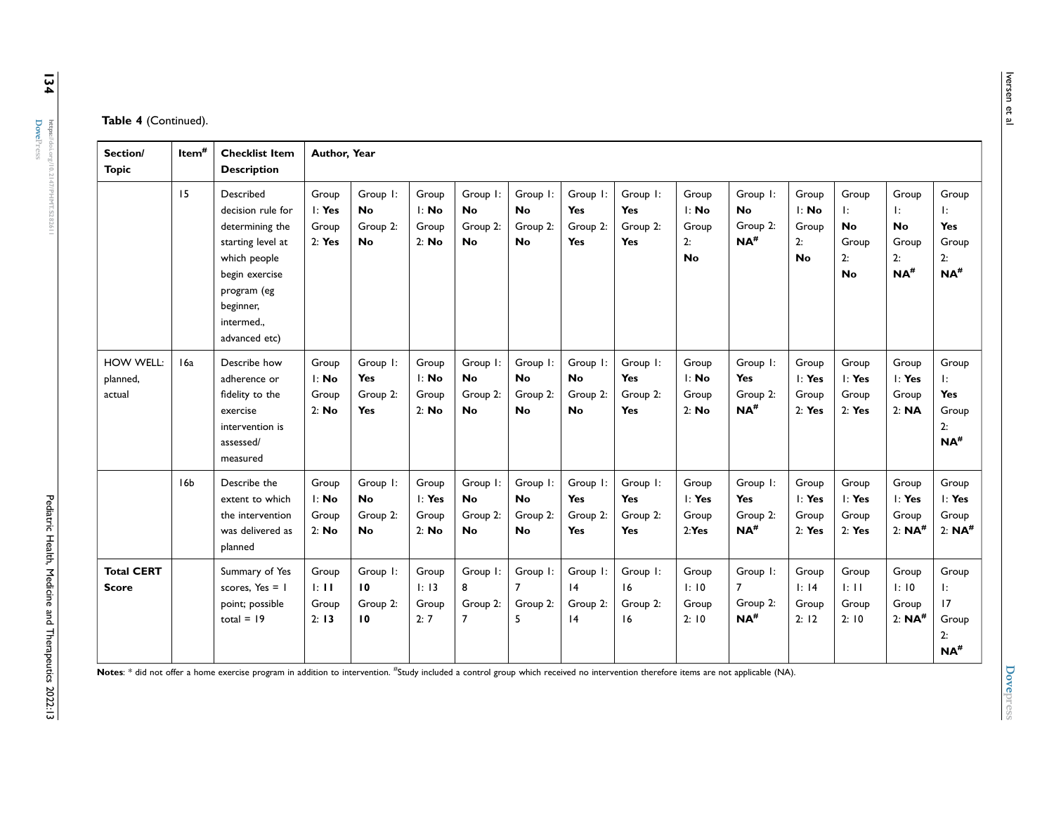**Table 4** (Continued).

| Section/ Topic | Item[#] | Checklist Item Description | Author, Year | | | | | | | | | | | | |
|---|---|---|---|---|---|---|---|---|---|---|---|---|---|---|---|
| | 15 | Described decision rule for determining the starting level at which people begin exercise program (eg beginner, intermed., advanced etc) | Group 1: **Yes** Group 2: **Yes** | Group 1: **No** Group 2: **No** | Group 1: **No** Group 2: **No** | Group 1: **No** Group 2: **No** | Group 1: **No** Group 2: **No** | Group 1: **Yes** Group 2: **Yes** | Group 1: **Yes** Group 2: **Yes** | Group 1: **No** Group 2: **No** | Group 1: **No** Group 2: **NA[#]** | Group 1: **No** Group 2: **No** | Group 1: **No** Group 2: **No** | Group 1: **No** Group 2: **NA[#]** | Group 1: **Yes** Group 2: **NA[#]** |
| HOW WELL: planned, actual | 16a | Describe how adherence or fidelity to the exercise intervention is assessed/ measured | Group 1: **No** Group 2: **No** | Group 1: **Yes** Group 2: **Yes** | Group 1: **No** Group 2: **No** | Group 1: **No** Group 2: **No** | Group 1: **No** Group 2: **No** | Group 1: **No** Group 2: **No** | Group 1: **Yes** Group 2: **Yes** | Group 1: **No** Group 2: **No** | Group 1: **Yes** Group 2: **NA[#]** | Group 1: **Yes** Group 2: **Yes** | Group 1: **Yes** Group 2: **Yes** | Group 1: **Yes** Group 2: **NA** | Group 1: **Yes** Group 2: **NA[#]** |
| | 16b | Describe the extent to which the intervention was delivered as planned | Group 1: **No** Group 2: **No** | Group 1: **No** Group 2: **No** | Group 1: **Yes** Group 2: **No** | Group 1: **No** Group 2: **No** | Group 1: **No** Group 2: **No** | Group 1: **Yes** Group 2: **Yes** | Group 1: **Yes** Group 2: **Yes** | Group 1: **Yes** Group 2:**Yes** | Group 1: **Yes** Group 2: **NA[#]** | Group 1: **Yes** Group 2: **Yes** | Group 1: **Yes** Group 2: **Yes** | Group 1: **Yes** Group 2: **NA[#]** | Group 1: **Yes** Group 2: **NA[#]** |
| **Total CERT Score** | | Summary of Yes scores, Yes = 1 point; possible total = 19 | Group 1: **11** Group 2: **13** | Group 1: **10** Group 2: **10** | Group 1: 13 Group 2: 7 | Group 1: 8 Group 2: 7 | Group 1: 7 Group 2: 5 | Group 1: 14 Group 2: 14 | Group 1: 16 Group 2: 16 | Group 1: 10 Group 2: 10 | Group 1: 7 Group 2: **NA[#]** | Group 1: 14 Group 2: 12 | Group 1: 11 Group 2: 10 | Group 1: 10 Group 2: **NA[#]** | Group 1: 17 Group 2: **NA[#]** |

**Notes**: * did not offer a home exercise program in addition to intervention. [#]Study included a control group which received no intervention therefore items are not applicable (NA).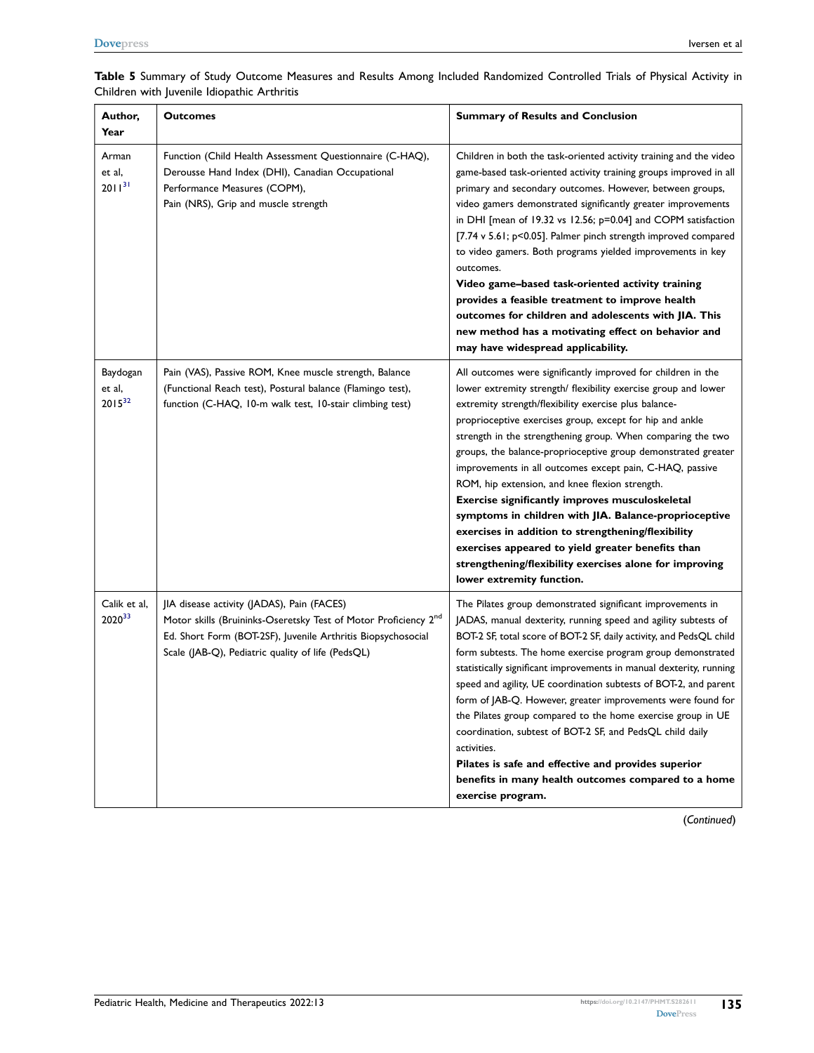**Table 5** Summary of Study Outcome Measures and Results Among Included Randomized Controlled Trials of Physical Activity in Children with Juvenile Idiopathic Arthritis

| Author, Year | Outcomes | Summary of Results and Conclusion |
|---|---|---|
| Arman et al, 2011[31] | Function (Child Health Assessment Questionnaire (C-HAQ), Derousse Hand Index (DHI), Canadian Occupational Performance Measures (COPM), Pain (NRS), Grip and muscle strength | Children in both the task-oriented activity training and the video game-based task-oriented activity training groups improved in all primary and secondary outcomes. However, between groups, video gamers demonstrated significantly greater improvements in DHI [mean of 19.32 vs 12.56; p=0.04] and COPM satisfaction [7.74 v 5.61; p<0.05]. Palmer pinch strength improved compared to video gamers. Both programs yielded improvements in key outcomes. **Video game–based task-oriented activity training provides a feasible treatment to improve health outcomes for children and adolescents with JIA. This new method has a motivating effect on behavior and may have widespread applicability.** |
| Baydogan et al, 2015[32] | Pain (VAS), Passive ROM, Knee muscle strength, Balance (Functional Reach test), Postural balance (Flamingo test), function (C-HAQ, 10-m walk test, 10-stair climbing test) | All outcomes were significantly improved for children in the lower extremity strength/ flexibility exercise group and lower extremity strength/flexibility exercise plus balance-proprioceptive exercises group, except for hip and ankle strength in the strengthening group. When comparing the two groups, the balance-proprioceptive group demonstrated greater improvements in all outcomes except pain, C-HAQ, passive ROM, hip extension, and knee flexion strength. **Exercise significantly improves musculoskeletal symptoms in children with JIA. Balance-proprioceptive exercises in addition to strengthening/flexibility exercises appeared to yield greater benefits than strengthening/flexibility exercises alone for improving lower extremity function.** |
| Calik et al, 2020[33] | JIA disease activity (JADAS), Pain (FACES) Motor skills (Bruininks-Oseretsky Test of Motor Proficiency 2nd Ed. Short Form (BOT-2SF), Juvenile Arthritis Biopsychosocial Scale (JAB-Q), Pediatric quality of life (PedsQL) | The Pilates group demonstrated significant improvements in JADAS, manual dexterity, running speed and agility subtests of BOT-2 SF, total score of BOT-2 SF, daily activity, and PedsQL child form subtests. The home exercise program group demonstrated statistically significant improvements in manual dexterity, running speed and agility, UE coordination subtests of BOT-2, and parent form of JAB-Q. However, greater improvements were found for the Pilates group compared to the home exercise group in UE coordination, subtest of BOT-2 SF, and PedsQL child daily activities. **Pilates is safe and effective and provides superior benefits in many health outcomes compared to a home exercise program.** |

(*Continued*)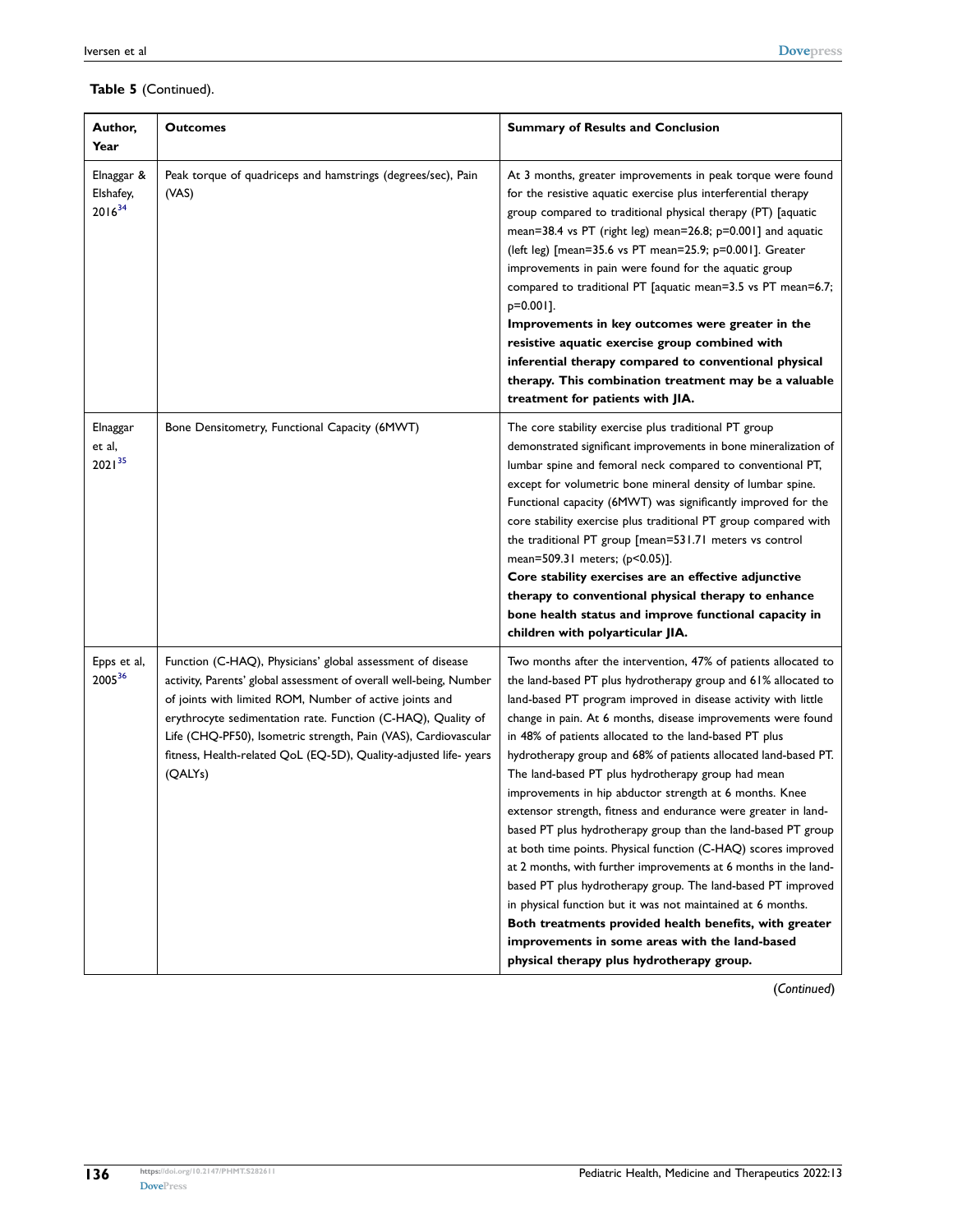**Table 5** (Continued).

| Author, Year | Outcomes | Summary of Results and Conclusion |
|---|---|---|
| Elnaggar & Elshafey, 2016[34] | Peak torque of quadriceps and hamstrings (degrees/sec), Pain (VAS) | At 3 months, greater improvements in peak torque were found for the resistive aquatic exercise plus interferential therapy group compared to traditional physical therapy (PT) [aquatic mean=38.4 vs PT (right leg) mean=26.8; p=0.001] and aquatic (left leg) [mean=35.6 vs PT mean=25.9; p=0.001]. Greater improvements in pain were found for the aquatic group compared to traditional PT [aquatic mean=3.5 vs PT mean=6.7; p=0.001]. **Improvements in key outcomes were greater in the resistive aquatic exercise group combined with inferential therapy compared to conventional physical therapy. This combination treatment may be a valuable treatment for patients with JIA.** |
| Elnaggar et al, 2021[35] | Bone Densitometry, Functional Capacity (6MWT) | The core stability exercise plus traditional PT group demonstrated significant improvements in bone mineralization of lumbar spine and femoral neck compared to conventional PT, except for volumetric bone mineral density of lumbar spine. Functional capacity (6MWT) was significantly improved for the core stability exercise plus traditional PT group compared with the traditional PT group [mean=531.71 meters vs control mean=509.31 meters; (p<0.05)]. **Core stability exercises are an effective adjunctive therapy to conventional physical therapy to enhance bone health status and improve functional capacity in children with polyarticular JIA.** |
| Epps et al, 2005[36] | Function (C-HAQ), Physicians' global assessment of disease activity, Parents' global assessment of overall well-being, Number of joints with limited ROM, Number of active joints and erythrocyte sedimentation rate. Function (C-HAQ), Quality of Life (CHQ-PF50), Isometric strength, Pain (VAS), Cardiovascular fitness, Health-related QoL (EQ-5D), Quality-adjusted life- years (QALYs) | Two months after the intervention, 47% of patients allocated to the land-based PT plus hydrotherapy group and 61% allocated to land-based PT program improved in disease activity with little change in pain. At 6 months, disease improvements were found in 48% of patients allocated to the land-based PT plus hydrotherapy group and 68% of patients allocated land-based PT. The land-based PT plus hydrotherapy group had mean improvements in hip abductor strength at 6 months. Knee extensor strength, fitness and endurance were greater in land-based PT plus hydrotherapy group than the land-based PT group at both time points. Physical function (C-HAQ) scores improved at 2 months, with further improvements at 6 months in the land-based PT plus hydrotherapy group. The land-based PT improved in physical function but it was not maintained at 6 months. **Both treatments provided health benefits, with greater improvements in some areas with the land-based physical therapy plus hydrotherapy group.** |

(*Continued*)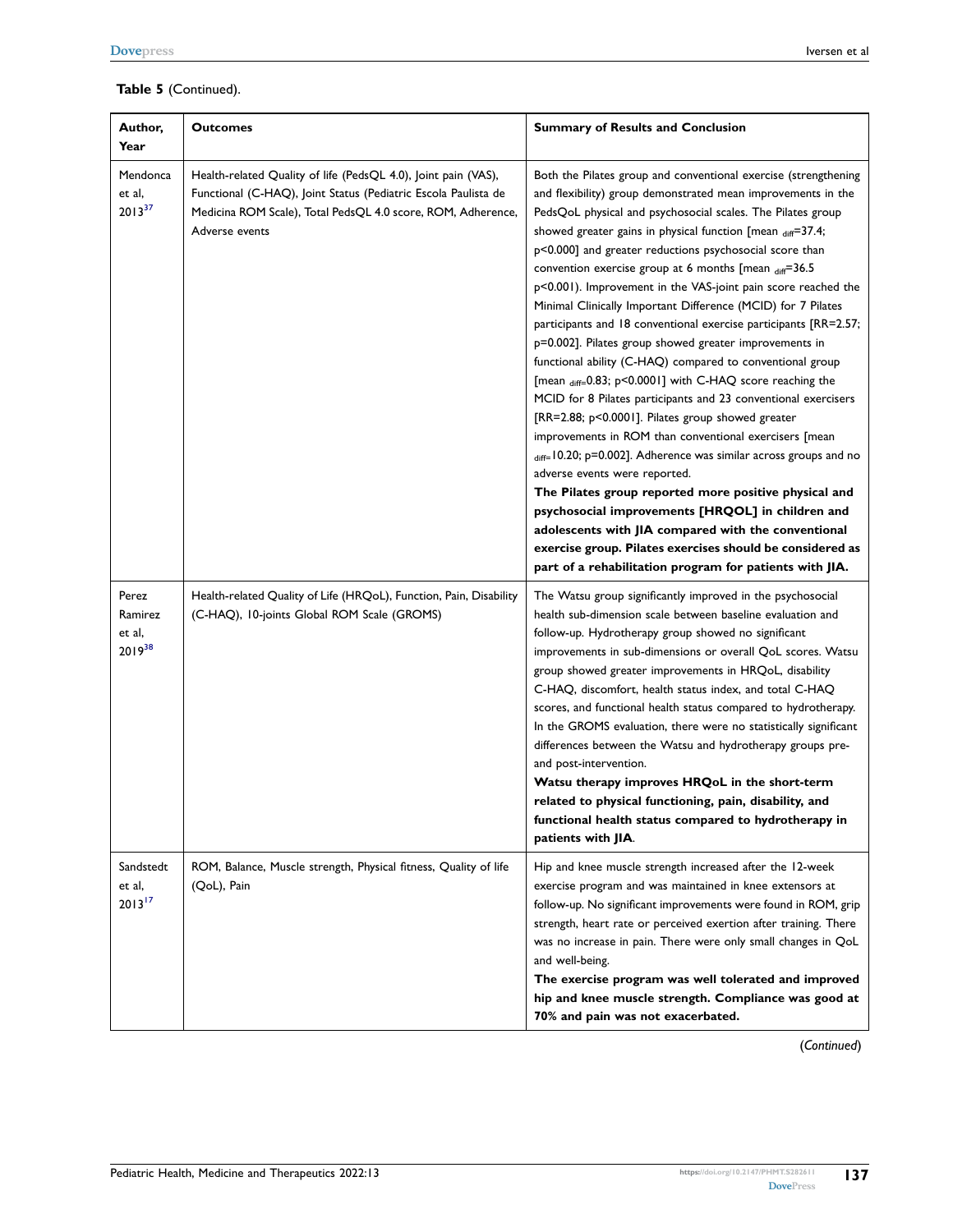**Table 5** (Continued).

| Author, Year | Outcomes | Summary of Results and Conclusion |
|---|---|---|
| Mendonca et al, 2013[37] | Health-related Quality of life (PedsQL 4.0), Joint pain (VAS), Functional (C-HAQ), Joint Status (Pediatric Escola Paulista de Medicina ROM Scale), Total PedsQL 4.0 score, ROM, Adherence, Adverse events | Both the Pilates group and conventional exercise (strengthening and flexibility) group demonstrated mean improvements in the PedsQoL physical and psychosocial scales. The Pilates group showed greater gains in physical function [mean $_{diff}$=37.4; p<0.000] and greater reductions psychosocial score than convention exercise group at 6 months [mean $_{diff}$=36.5 p<0.001). Improvement in the VAS-joint pain score reached the Minimal Clinically Important Difference (MCID) for 7 Pilates participants and 18 conventional exercise participants [RR=2.57; p=0.002]. Pilates group showed greater improvements in functional ability (C-HAQ) compared to conventional group [mean $_{diff}$=0.83; p<0.0001] with C-HAQ score reaching the MCID for 8 Pilates participants and 23 conventional exercisers [RR=2.88; p<0.0001]. Pilates group showed greater improvements in ROM than conventional exercisers [mean $_{diff}$=10.20; p=0.002]. Adherence was similar across groups and no adverse events were reported.<br>**The Pilates group reported more positive physical and psychosocial improvements [HRQOL] in children and adolescents with JIA compared with the conventional exercise group. Pilates exercises should be considered as part of a rehabilitation program for patients with JIA.** |
| Perez Ramirez et al, 2019[38] | Health-related Quality of Life (HRQoL), Function, Pain, Disability (C-HAQ), 10-joints Global ROM Scale (GROMS) | The Watsu group significantly improved in the psychosocial health sub-dimension scale between baseline evaluation and follow-up. Hydrotherapy group showed no significant improvements in sub-dimensions or overall QoL scores. Watsu group showed greater improvements in HRQoL, disability C-HAQ, discomfort, health status index, and total C-HAQ scores, and functional health status compared to hydrotherapy. In the GROMS evaluation, there were no statistically significant differences between the Watsu and hydrotherapy groups pre- and post-intervention.<br>**Watsu therapy improves HRQoL in the short-term related to physical functioning, pain, disability, and functional health status compared to hydrotherapy in patients with JIA**. |
| Sandstedt et al, 2013[17] | ROM, Balance, Muscle strength, Physical fitness, Quality of life (QoL), Pain | Hip and knee muscle strength increased after the 12-week exercise program and was maintained in knee extensors at follow-up. No significant improvements were found in ROM, grip strength, heart rate or perceived exertion after training. There was no increase in pain. There were only small changes in QoL and well-being.<br>**The exercise program was well tolerated and improved hip and knee muscle strength. Compliance was good at 70% and pain was not exacerbated.** |

(*Continued*)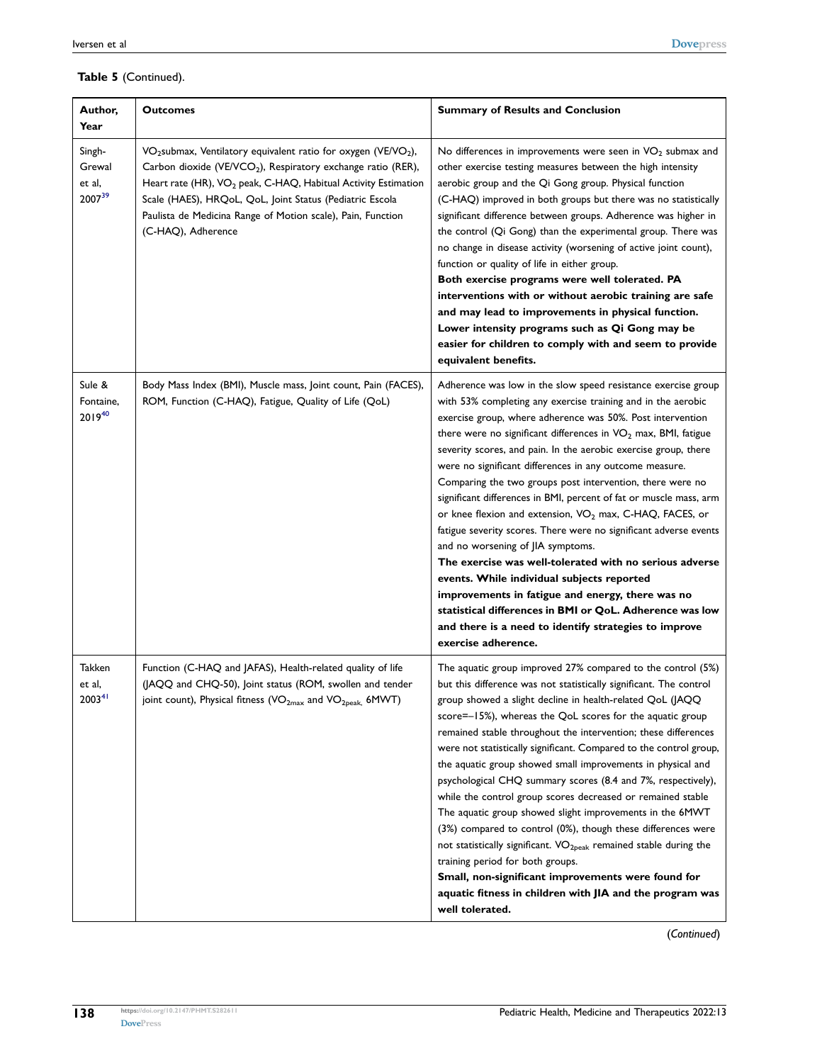**Table 5** (Continued).

| Author, Year | Outcomes | Summary of Results and Conclusion |
|---|---|---|
| Singh-Grewal et al, 2007[39] | $VO_2$submax, Ventilatory equivalent ratio for oxygen ($VE/VO_2$), Carbon dioxide ($VE/VCO_2$), Respiratory exchange ratio (RER), Heart rate (HR), $VO_2$ peak, C-HAQ, Habitual Activity Estimation Scale (HAES), HRQoL, QoL, Joint Status (Pediatric Escola Paulista de Medicina Range of Motion scale), Pain, Function (C-HAQ), Adherence | No differences in improvements were seen in $VO_2$ submax and other exercise testing measures between the high intensity aerobic group and the Qi Gong group. Physical function (C-HAQ) improved in both groups but there was no statistically significant difference between groups. Adherence was higher in the control (Qi Gong) than the experimental group. There was no change in disease activity (worsening of active joint count), function or quality of life in either group. **Both exercise programs were well tolerated. PA interventions with or without aerobic training are safe and may lead to improvements in physical function. Lower intensity programs such as Qi Gong may be easier for children to comply with and seem to provide equivalent benefits.** |
| Sule & Fontaine, 2019[40] | Body Mass Index (BMI), Muscle mass, Joint count, Pain (FACES), ROM, Function (C-HAQ), Fatigue, Quality of Life (QoL) | Adherence was low in the slow speed resistance exercise group with 53% completing any exercise training and in the aerobic exercise group, where adherence was 50%. Post intervention there were no significant differences in $VO_2$ max, BMI, fatigue severity scores, and pain. In the aerobic exercise group, there were no significant differences in any outcome measure. Comparing the two groups post intervention, there were no significant differences in BMI, percent of fat or muscle mass, arm or knee flexion and extension, $VO_2$ max, C-HAQ, FACES, or fatigue severity scores. There were no significant adverse events and no worsening of JIA symptoms. **The exercise was well-tolerated with no serious adverse events. While individual subjects reported improvements in fatigue and energy, there was no statistical differences in BMI or QoL. Adherence was low and there is a need to identify strategies to improve exercise adherence.** |
| Takken et al, 2003[41] | Function (C-HAQ and JAFAS), Health-related quality of life (JAQQ and CHQ-50), Joint status (ROM, swollen and tender joint count), Physical fitness ($VO_{2max}$ and $VO_{2peak}$, 6MWT) | The aquatic group improved 27% compared to the control (5%) but this difference was not statistically significant. The control group showed a slight decline in health-related QoL (JAQQ score=−15%), whereas the QoL scores for the aquatic group remained stable throughout the intervention; these differences were not statistically significant. Compared to the control group, the aquatic group showed small improvements in physical and psychological CHQ summary scores (8.4 and 7%, respectively), while the control group scores decreased or remained stable The aquatic group showed slight improvements in the 6MWT (3%) compared to control (0%), though these differences were not statistically significant. $VO_{2peak}$ remained stable during the training period for both groups. **Small, non-significant improvements were found for aquatic fitness in children with JIA and the program was well tolerated.** |

(*Continued*)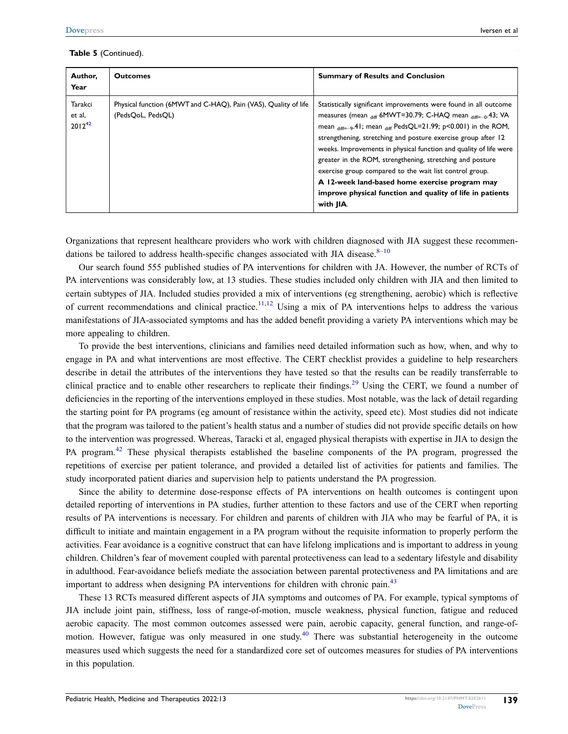**Table 5** (Continued).

| Author, Year | Outcomes | Summary of Results and Conclusion |
|---|---|---|
| Tarakci et al, 2012[42] | Physical function (6MWT and C-HAQ), Pain (VAS), Quality of life (PedsQoL, PedsQL) | Statistically significant improvements were found in all outcome measures (mean $_{diff}$ 6MWT=30.79; C-HAQ mean $_{diff=-0}$.43; VA mean $_{diff=-9}$.41; mean $_{diff}$ PedsQL=21.99; p<0.001) in the ROM, strengthening, stretching and posture exercise group after 12 weeks. Improvements in physical function and quality of life were greater in the ROM, strengthening, stretching and posture exercise group compared to the wait list control group. **A 12-week land-based home exercise program may improve physical function and quality of life in patients with JIA**. |

Organizations that represent healthcare providers who work with children diagnosed with JIA suggest these recommendations be tailored to address health-specific changes associated with JIA disease.[8–10]

Our search found 555 published studies of PA interventions for children with JA. However, the number of RCTs of PA interventions was considerably low, at 13 studies. These studies included only children with JIA and then limited to certain subtypes of JIA. Included studies provided a mix of interventions (eg strengthening, aerobic) which is reflective of current recommendations and clinical practice.[11,12] Using a mix of PA interventions helps to address the various manifestations of JIA-associated symptoms and has the added benefit providing a variety PA interventions which may be more appealing to children.

To provide the best interventions, clinicians and families need detailed information such as how, when, and why to engage in PA and what interventions are most effective. The CERT checklist provides a guideline to help researchers describe in detail the attributes of the interventions they have tested so that the results can be readily transferrable to clinical practice and to enable other researchers to replicate their findings.[29] Using the CERT, we found a number of deficiencies in the reporting of the interventions employed in these studies. Most notable, was the lack of detail regarding the starting point for PA programs (eg amount of resistance within the activity, speed etc). Most studies did not indicate that the program was tailored to the patient's health status and a number of studies did not provide specific details on how to the intervention was progressed. Whereas, Taracki et al, engaged physical therapists with expertise in JIA to design the PA program.[42] These physical therapists established the baseline components of the PA program, progressed the repetitions of exercise per patient tolerance, and provided a detailed list of activities for patients and families. The study incorporated patient diaries and supervision help to patients understand the PA progression.

Since the ability to determine dose-response effects of PA interventions on health outcomes is contingent upon detailed reporting of interventions in PA studies, further attention to these factors and use of the CERT when reporting results of PA interventions is necessary. For children and parents of children with JIA who may be fearful of PA, it is difficult to initiate and maintain engagement in a PA program without the requisite information to properly perform the activities. Fear avoidance is a cognitive construct that can have lifelong implications and is important to address in young children. Children's fear of movement coupled with parental protectiveness can lead to a sedentary lifestyle and disability in adulthood. Fear-avoidance beliefs mediate the association between parental protectiveness and PA limitations and are important to address when designing PA interventions for children with chronic pain.[43]

These 13 RCTs measured different aspects of JIA symptoms and outcomes of PA. For example, typical symptoms of JIA include joint pain, stiffness, loss of range-of-motion, muscle weakness, physical function, fatigue and reduced aerobic capacity. The most common outcomes assessed were pain, aerobic capacity, general function, and range-of-motion. However, fatigue was only measured in one study.[40] There was substantial heterogeneity in the outcome measures used which suggests the need for a standardized core set of outcomes measures for studies of PA interventions in this population.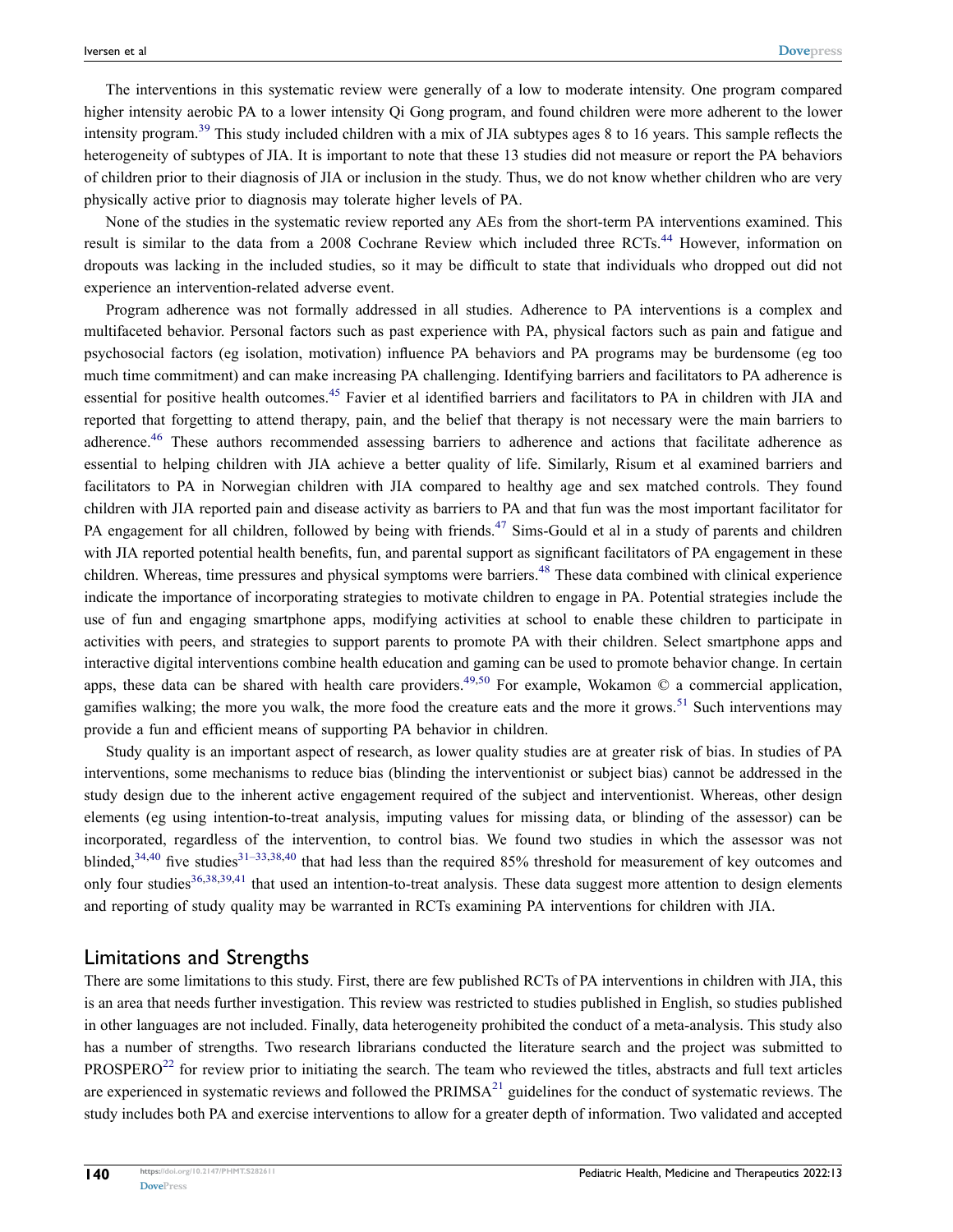The interventions in this systematic review were generally of a low to moderate intensity. One program compared higher intensity aerobic PA to a lower intensity Qi Gong program, and found children were more adherent to the lower intensity program.[39] This study included children with a mix of JIA subtypes ages 8 to 16 years. This sample reflects the heterogeneity of subtypes of JIA. It is important to note that these 13 studies did not measure or report the PA behaviors of children prior to their diagnosis of JIA or inclusion in the study. Thus, we do not know whether children who are very physically active prior to diagnosis may tolerate higher levels of PA.

None of the studies in the systematic review reported any AEs from the short-term PA interventions examined. This result is similar to the data from a 2008 Cochrane Review which included three RCTs.[44] However, information on dropouts was lacking in the included studies, so it may be difficult to state that individuals who dropped out did not experience an intervention-related adverse event.

Program adherence was not formally addressed in all studies. Adherence to PA interventions is a complex and multifaceted behavior. Personal factors such as past experience with PA, physical factors such as pain and fatigue and psychosocial factors (eg isolation, motivation) influence PA behaviors and PA programs may be burdensome (eg too much time commitment) and can make increasing PA challenging. Identifying barriers and facilitators to PA adherence is essential for positive health outcomes.[45] Favier et al identified barriers and facilitators to PA in children with JIA and reported that forgetting to attend therapy, pain, and the belief that therapy is not necessary were the main barriers to adherence.[46] These authors recommended assessing barriers to adherence and actions that facilitate adherence as essential to helping children with JIA achieve a better quality of life. Similarly, Risum et al examined barriers and facilitators to PA in Norwegian children with JIA compared to healthy age and sex matched controls. They found children with JIA reported pain and disease activity as barriers to PA and that fun was the most important facilitator for PA engagement for all children, followed by being with friends.[47] Sims-Gould et al in a study of parents and children with JIA reported potential health benefits, fun, and parental support as significant facilitators of PA engagement in these children. Whereas, time pressures and physical symptoms were barriers.[48] These data combined with clinical experience indicate the importance of incorporating strategies to motivate children to engage in PA. Potential strategies include the use of fun and engaging smartphone apps, modifying activities at school to enable these children to participate in activities with peers, and strategies to support parents to promote PA with their children. Select smartphone apps and interactive digital interventions combine health education and gaming can be used to promote behavior change. In certain apps, these data can be shared with health care providers.[49,50] For example, Wokamon © a commercial application, gamifies walking; the more you walk, the more food the creature eats and the more it grows.[51] Such interventions may provide a fun and efficient means of supporting PA behavior in children.

Study quality is an important aspect of research, as lower quality studies are at greater risk of bias. In studies of PA interventions, some mechanisms to reduce bias (blinding the interventionist or subject bias) cannot be addressed in the study design due to the inherent active engagement required of the subject and interventionist. Whereas, other design elements (eg using intention-to-treat analysis, imputing values for missing data, or blinding of the assessor) can be incorporated, regardless of the intervention, to control bias. We found two studies in which the assessor was not blinded,[34,40] five studies[31–33,38,40] that had less than the required 85% threshold for measurement of key outcomes and only four studies[36,38,39,41] that used an intention-to-treat analysis. These data suggest more attention to design elements and reporting of study quality may be warranted in RCTs examining PA interventions for children with JIA.

## Limitations and Strengths

There are some limitations to this study. First, there are few published RCTs of PA interventions in children with JIA, this is an area that needs further investigation. This review was restricted to studies published in English, so studies published in other languages are not included. Finally, data heterogeneity prohibited the conduct of a meta-analysis. This study also has a number of strengths. Two research librarians conducted the literature search and the project was submitted to PROSPERO[22] for review prior to initiating the search. The team who reviewed the titles, abstracts and full text articles are experienced in systematic reviews and followed the PRIMSA[21] guidelines for the conduct of systematic reviews. The study includes both PA and exercise interventions to allow for a greater depth of information. Two validated and accepted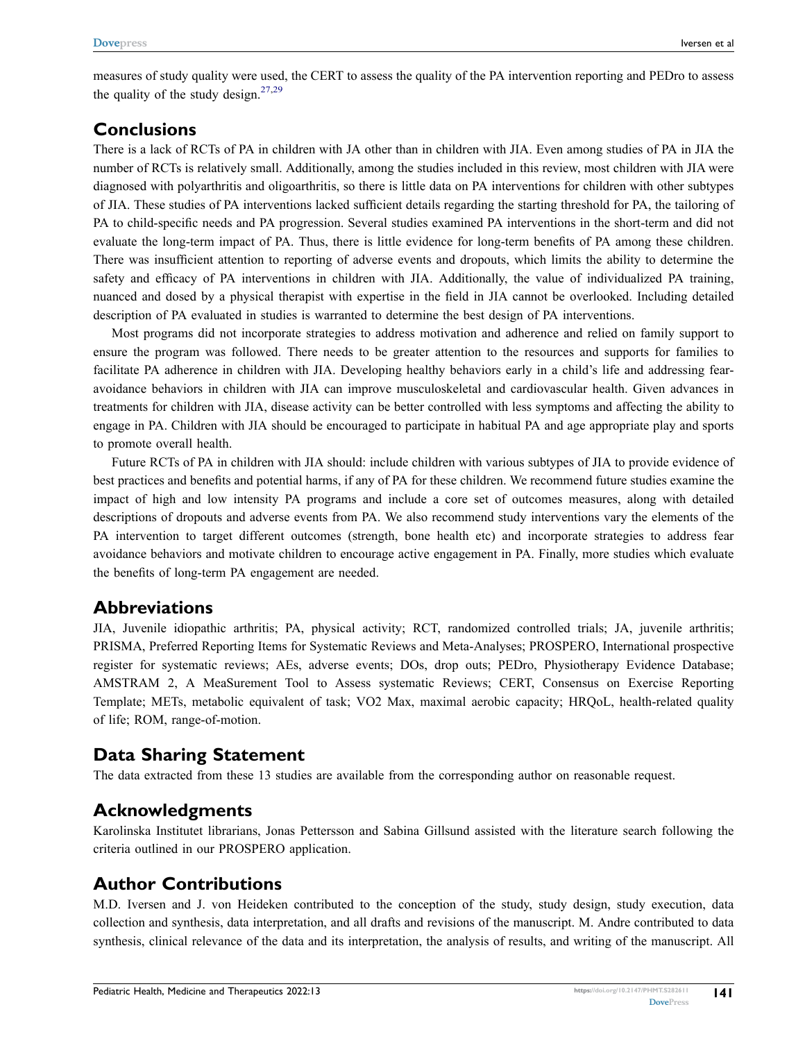measures of study quality were used, the CERT to assess the quality of the PA intervention reporting and PEDro to assess the quality of the study design.[27,29]

## Conclusions

There is a lack of RCTs of PA in children with JA other than in children with JIA. Even among studies of PA in JIA the number of RCTs is relatively small. Additionally, among the studies included in this review, most children with JIA were diagnosed with polyarthritis and oligoarthritis, so there is little data on PA interventions for children with other subtypes of JIA. These studies of PA interventions lacked sufficient details regarding the starting threshold for PA, the tailoring of PA to child-specific needs and PA progression. Several studies examined PA interventions in the short-term and did not evaluate the long-term impact of PA. Thus, there is little evidence for long-term benefits of PA among these children. There was insufficient attention to reporting of adverse events and dropouts, which limits the ability to determine the safety and efficacy of PA interventions in children with JIA. Additionally, the value of individualized PA training, nuanced and dosed by a physical therapist with expertise in the field in JIA cannot be overlooked. Including detailed description of PA evaluated in studies is warranted to determine the best design of PA interventions.

Most programs did not incorporate strategies to address motivation and adherence and relied on family support to ensure the program was followed. There needs to be greater attention to the resources and supports for families to facilitate PA adherence in children with JIA. Developing healthy behaviors early in a child's life and addressing fear-avoidance behaviors in children with JIA can improve musculoskeletal and cardiovascular health. Given advances in treatments for children with JIA, disease activity can be better controlled with less symptoms and affecting the ability to engage in PA. Children with JIA should be encouraged to participate in habitual PA and age appropriate play and sports to promote overall health.

Future RCTs of PA in children with JIA should: include children with various subtypes of JIA to provide evidence of best practices and benefits and potential harms, if any of PA for these children. We recommend future studies examine the impact of high and low intensity PA programs and include a core set of outcomes measures, along with detailed descriptions of dropouts and adverse events from PA. We also recommend study interventions vary the elements of the PA intervention to target different outcomes (strength, bone health etc) and incorporate strategies to address fear avoidance behaviors and motivate children to encourage active engagement in PA. Finally, more studies which evaluate the benefits of long-term PA engagement are needed.

## Abbreviations

JIA, Juvenile idiopathic arthritis; PA, physical activity; RCT, randomized controlled trials; JA, juvenile arthritis; PRISMA, Preferred Reporting Items for Systematic Reviews and Meta-Analyses; PROSPERO, International prospective register for systematic reviews; AEs, adverse events; DOs, drop outs; PEDro, Physiotherapy Evidence Database; AMSTRAM 2, A MeaSurement Tool to Assess systematic Reviews; CERT, Consensus on Exercise Reporting Template; METs, metabolic equivalent of task; VO2 Max, maximal aerobic capacity; HRQoL, health-related quality of life; ROM, range-of-motion.

## Data Sharing Statement

The data extracted from these 13 studies are available from the corresponding author on reasonable request.

## Acknowledgments

Karolinska Institutet librarians, Jonas Pettersson and Sabina Gillsund assisted with the literature search following the criteria outlined in our PROSPERO application.

## Author Contributions

M.D. Iversen and J. von Heideken contributed to the conception of the study, study design, study execution, data collection and synthesis, data interpretation, and all drafts and revisions of the manuscript. M. Andre contributed to data synthesis, clinical relevance of the data and its interpretation, the analysis of results, and writing of the manuscript. All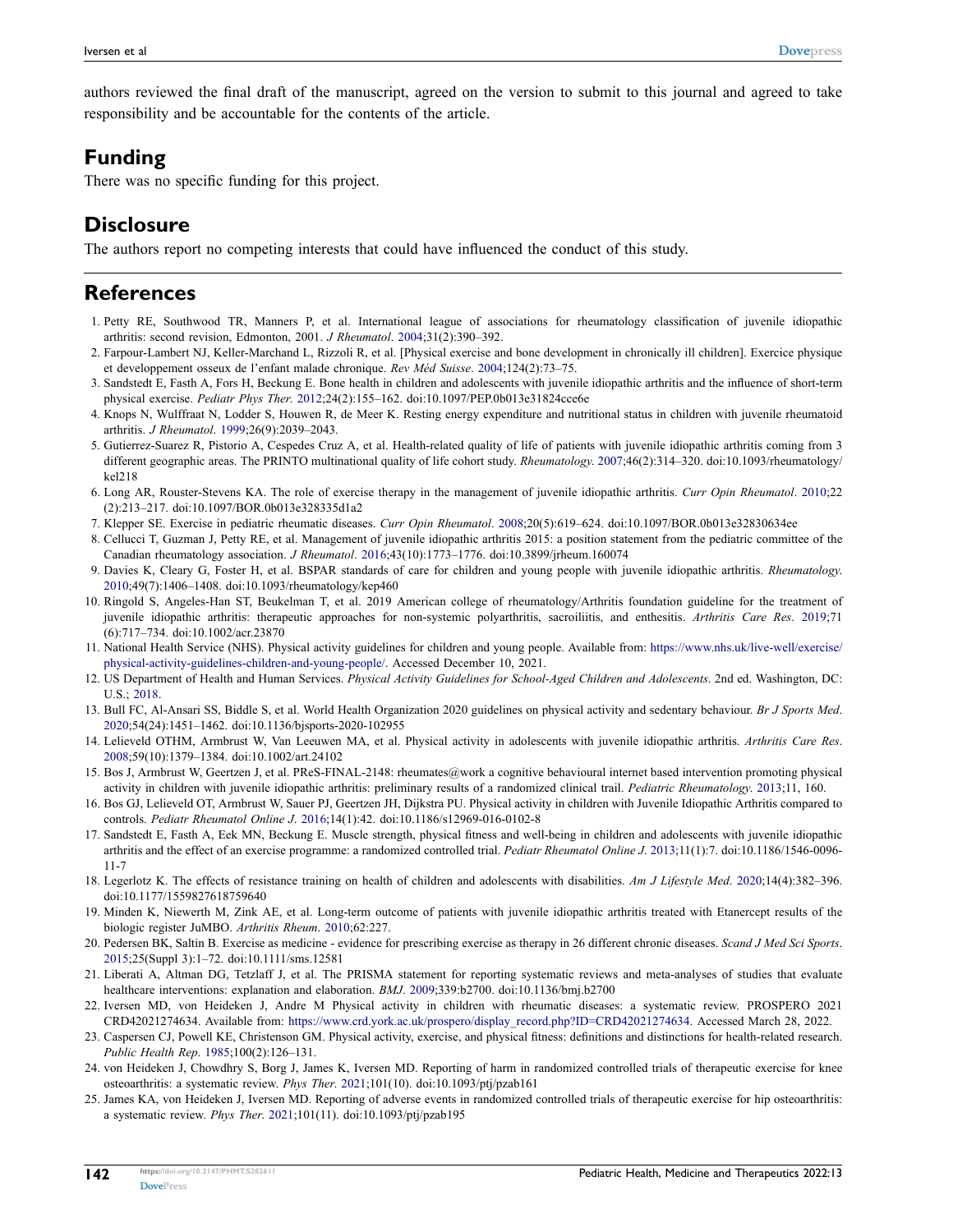authors reviewed the final draft of the manuscript, agreed on the version to submit to this journal and agreed to take responsibility and be accountable for the contents of the article.

## Funding

There was no specific funding for this project.

## Disclosure

The authors report no competing interests that could have influenced the conduct of this study.

## References

1. Petty RE, Southwood TR, Manners P, et al. International league of associations for rheumatology classification of juvenile idiopathic arthritis: second revision, Edmonton, 2001. *J Rheumatol*. 2004;31(2):390–392.
2. Farpour-Lambert NJ, Keller-Marchand L, Rizzoli R, et al. [Physical exercise and bone development in chronically ill children]. Exercice physique et developpement osseux de l'enfant malade chronique. *Rev Méd Suisse*. 2004;124(2):73–75.
3. Sandstedt E, Fasth A, Fors H, Beckung E. Bone health in children and adolescents with juvenile idiopathic arthritis and the influence of short-term physical exercise. *Pediatr Phys Ther*. 2012;24(2):155–162. doi:10.1097/PEP.0b013e31824cce6e
4. Knops N, Wulffraat N, Lodder S, Houwen R, de Meer K. Resting energy expenditure and nutritional status in children with juvenile rheumatoid arthritis. *J Rheumatol*. 1999;26(9):2039–2043.
5. Gutierrez-Suarez R, Pistorio A, Cespedes Cruz A, et al. Health-related quality of life of patients with juvenile idiopathic arthritis coming from 3 different geographic areas. The PRINTO multinational quality of life cohort study. *Rheumatology*. 2007;46(2):314–320. doi:10.1093/rheumatology/kel218
6. Long AR, Rouster-Stevens KA. The role of exercise therapy in the management of juvenile idiopathic arthritis. *Curr Opin Rheumatol*. 2010;22(2):213–217. doi:10.1097/BOR.0b013e328335d1a2
7. Klepper SE. Exercise in pediatric rheumatic diseases. *Curr Opin Rheumatol*. 2008;20(5):619–624. doi:10.1097/BOR.0b013e32830634ee
8. Cellucci T, Guzman J, Petty RE, et al. Management of juvenile idiopathic arthritis 2015: a position statement from the pediatric committee of the Canadian rheumatology association. *J Rheumatol*. 2016;43(10):1773–1776. doi:10.3899/jrheum.160074
9. Davies K, Cleary G, Foster H, et al. BSPAR standards of care for children and young people with juvenile idiopathic arthritis. *Rheumatology*. 2010;49(7):1406–1408. doi:10.1093/rheumatology/kep460
10. Ringold S, Angeles-Han ST, Beukelman T, et al. 2019 American college of rheumatology/Arthritis foundation guideline for the treatment of juvenile idiopathic arthritis: therapeutic approaches for non-systemic polyarthritis, sacroiliitis, and enthesitis. *Arthritis Care Res*. 2019;71(6):717–734. doi:10.1002/acr.23870
11. National Health Service (NHS). Physical activity guidelines for children and young people. Available from: https://www.nhs.uk/live-well/exercise/physical-activity-guidelines-children-and-young-people/. Accessed December 10, 2021.
12. US Department of Health and Human Services. *Physical Activity Guidelines for School-Aged Children and Adolescents*. 2nd ed. Washington, DC: U.S.; 2018.
13. Bull FC, Al-Ansari SS, Biddle S, et al. World Health Organization 2020 guidelines on physical activity and sedentary behaviour. *Br J Sports Med*. 2020;54(24):1451–1462. doi:10.1136/bjsports-2020-102955
14. Lelieveld OTHM, Armbrust W, Van Leeuwen MA, et al. Physical activity in adolescents with juvenile idiopathic arthritis. *Arthritis Care Res*. 2008;59(10):1379–1384. doi:10.1002/art.24102
15. Bos J, Armbrust W, Geertzen J, et al. PReS-FINAL-2148: rheumates@work a cognitive behavioural internet based intervention promoting physical activity in children with juvenile idiopathic arthritis: preliminary results of a randomized clinical trail. *Pediatric Rheumatology*. 2013;11, 160.
16. Bos GJ, Lelieveld OT, Armbrust W, Sauer PJ, Geertzen JH, Dijkstra PU. Physical activity in children with Juvenile Idiopathic Arthritis compared to controls. *Pediatr Rheumatol Online J*. 2016;14(1):42. doi:10.1186/s12969-016-0102-8
17. Sandstedt E, Fasth A, Eek MN, Beckung E. Muscle strength, physical fitness and well-being in children and adolescents with juvenile idiopathic arthritis and the effect of an exercise programme: a randomized controlled trial. *Pediatr Rheumatol Online J*. 2013;11(1):7. doi:10.1186/1546-0096-11-7
18. Legerlotz K. The effects of resistance training on health of children and adolescents with disabilities. *Am J Lifestyle Med*. 2020;14(4):382–396. doi:10.1177/1559827618759640
19. Minden K, Niewerth M, Zink AE, et al. Long-term outcome of patients with juvenile idiopathic arthritis treated with Etanercept results of the biologic register JuMBO. *Arthritis Rheum*. 2010;62:227.
20. Pedersen BK, Saltin B. Exercise as medicine - evidence for prescribing exercise as therapy in 26 different chronic diseases. *Scand J Med Sci Sports*. 2015;25(Suppl 3):1–72. doi:10.1111/sms.12581
21. Liberati A, Altman DG, Tetzlaff J, et al. The PRISMA statement for reporting systematic reviews and meta-analyses of studies that evaluate healthcare interventions: explanation and elaboration. *BMJ*. 2009;339:b2700. doi:10.1136/bmj.b2700
22. Iversen MD, von Heideken J, Andre M Physical activity in children with rheumatic diseases: a systematic review. PROSPERO 2021 CRD42021274634. Available from: https://www.crd.york.ac.uk/prospero/display_record.php?ID=CRD42021274634. Accessed March 28, 2022.
23. Caspersen CJ, Powell KE, Christenson GM. Physical activity, exercise, and physical fitness: definitions and distinctions for health-related research. *Public Health Rep*. 1985;100(2):126–131.
24. von Heideken J, Chowdhry S, Borg J, James K, Iversen MD. Reporting of harm in randomized controlled trials of therapeutic exercise for knee osteoarthritis: a systematic review. *Phys Ther*. 2021;101(10). doi:10.1093/ptj/pzab161
25. James KA, von Heideken J, Iversen MD. Reporting of adverse events in randomized controlled trials of therapeutic exercise for hip osteoarthritis: a systematic review. *Phys Ther*. 2021;101(11). doi:10.1093/ptj/pzab195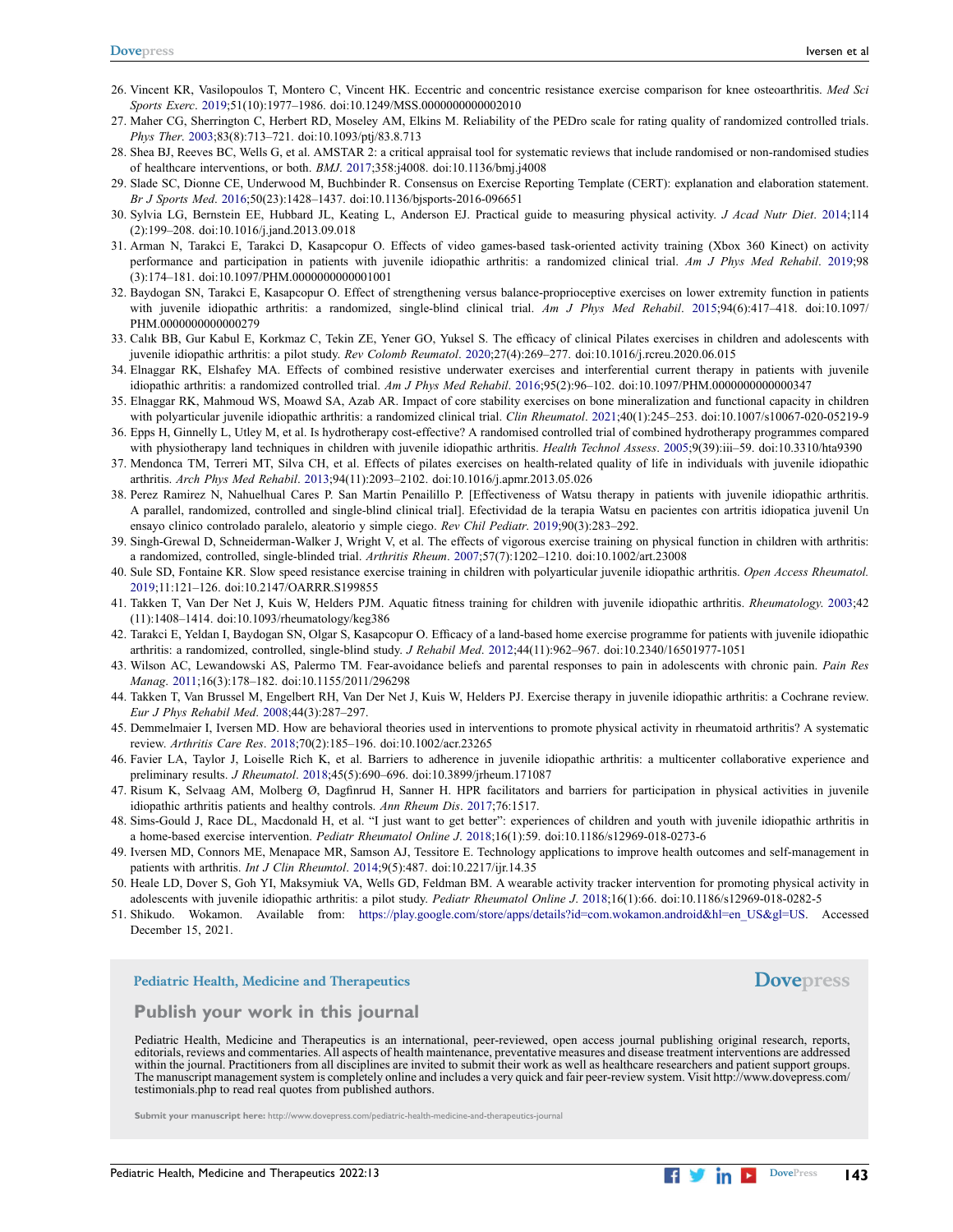26. Vincent KR, Vasilopoulos T, Montero C, Vincent HK. Eccentric and concentric resistance exercise comparison for knee osteoarthritis. *Med Sci Sports Exerc*. 2019;51(10):1977–1986. doi:10.1249/MSS.0000000000002010
27. Maher CG, Sherrington C, Herbert RD, Moseley AM, Elkins M. Reliability of the PEDro scale for rating quality of randomized controlled trials. *Phys Ther*. 2003;83(8):713–721. doi:10.1093/ptj/83.8.713
28. Shea BJ, Reeves BC, Wells G, et al. AMSTAR 2: a critical appraisal tool for systematic reviews that include randomised or non-randomised studies of healthcare interventions, or both. *BMJ*. 2017;358:j4008. doi:10.1136/bmj.j4008
29. Slade SC, Dionne CE, Underwood M, Buchbinder R. Consensus on Exercise Reporting Template (CERT): explanation and elaboration statement. *Br J Sports Med*. 2016;50(23):1428–1437. doi:10.1136/bjsports-2016-096651
30. Sylvia LG, Bernstein EE, Hubbard JL, Keating L, Anderson EJ. Practical guide to measuring physical activity. *J Acad Nutr Diet*. 2014;114(2):199–208. doi:10.1016/j.jand.2013.09.018
31. Arman N, Tarakci E, Tarakci D, Kasapcopur O. Effects of video games-based task-oriented activity training (Xbox 360 Kinect) on activity performance and participation in patients with juvenile idiopathic arthritis: a randomized clinical trial. *Am J Phys Med Rehabil*. 2019;98(3):174–181. doi:10.1097/PHM.0000000000001001
32. Baydogan SN, Tarakci E, Kasapcopur O. Effect of strengthening versus balance-proprioceptive exercises on lower extremity function in patients with juvenile idiopathic arthritis: a randomized, single-blind clinical trial. *Am J Phys Med Rehabil*. 2015;94(6):417–418. doi:10.1097/PHM.0000000000000279
33. Calık BB, Gur Kabul E, Korkmaz C, Tekin ZE, Yener GO, Yuksel S. The efficacy of clinical Pilates exercises in children and adolescents with juvenile idiopathic arthritis: a pilot study. *Rev Colomb Reumatol*. 2020;27(4):269–277. doi:10.1016/j.rcreu.2020.06.015
34. Elnaggar RK, Elshafey MA. Effects of combined resistive underwater exercises and interferential current therapy in patients with juvenile idiopathic arthritis: a randomized controlled trial. *Am J Phys Med Rehabil*. 2016;95(2):96–102. doi:10.1097/PHM.0000000000000347
35. Elnaggar RK, Mahmoud WS, Moawd SA, Azab AR. Impact of core stability exercises on bone mineralization and functional capacity in children with polyarticular juvenile idiopathic arthritis: a randomized clinical trial. *Clin Rheumatol*. 2021;40(1):245–253. doi:10.1007/s10067-020-05219-9
36. Epps H, Ginnelly L, Utley M, et al. Is hydrotherapy cost-effective? A randomised controlled trial of combined hydrotherapy programmes compared with physiotherapy land techniques in children with juvenile idiopathic arthritis. *Health Technol Assess*. 2005;9(39):iii–59. doi:10.3310/hta9390
37. Mendonca TM, Terreri MT, Silva CH, et al. Effects of pilates exercises on health-related quality of life in individuals with juvenile idiopathic arthritis. *Arch Phys Med Rehabil*. 2013;94(11):2093–2102. doi:10.1016/j.apmr.2013.05.026
38. Perez Ramirez N, Nahuelhual Cares P. San Martin Penaillillo P. [Effectiveness of Watsu therapy in patients with juvenile idiopathic arthritis. A parallel, randomized, controlled and single-blind clinical trial]. Efectividad de la terapia Watsu en pacientes con artritis idiopatica juvenil Un ensayo clinico controlado paralelo, aleatorio y simple ciego. *Rev Chil Pediatr*. 2019;90(3):283–292.
39. Singh-Grewal D, Schneiderman-Walker J, Wright V, et al. The effects of vigorous exercise training on physical function in children with arthritis: a randomized, controlled, single-blinded trial. *Arthritis Rheum*. 2007;57(7):1202–1210. doi:10.1002/art.23008
40. Sule SD, Fontaine KR. Slow speed resistance exercise training in children with polyarticular juvenile idiopathic arthritis. *Open Access Rheumatol*. 2019;11:121–126. doi:10.2147/OARRR.S199855
41. Takken T, Van Der Net J, Kuis W, Helders PJM. Aquatic fitness training for children with juvenile idiopathic arthritis. *Rheumatology*. 2003;42(11):1408–1414. doi:10.1093/rheumatology/keg386
42. Tarakci E, Yeldan I, Baydogan SN, Olgar S, Kasapcopur O. Efficacy of a land-based home exercise programme for patients with juvenile idiopathic arthritis: a randomized, controlled, single-blind study. *J Rehabil Med*. 2012;44(11):962–967. doi:10.2340/16501977-1051
43. Wilson AC, Lewandowski AS, Palermo TM. Fear-avoidance beliefs and parental responses to pain in adolescents with chronic pain. *Pain Res Manag*. 2011;16(3):178–182. doi:10.1155/2011/296298
44. Takken T, Van Brussel M, Engelbert RH, Van Der Net J, Kuis W, Helders PJ. Exercise therapy in juvenile idiopathic arthritis: a Cochrane review. *Eur J Phys Rehabil Med*. 2008;44(3):287–297.
45. Demmelmaier I, Iversen MD. How are behavioral theories used in interventions to promote physical activity in rheumatoid arthritis? A systematic review. *Arthritis Care Res*. 2018;70(2):185–196. doi:10.1002/acr.23265
46. Favier LA, Taylor J, Loiselle Rich K, et al. Barriers to adherence in juvenile idiopathic arthritis: a multicenter collaborative experience and preliminary results. *J Rheumatol*. 2018;45(5):690–696. doi:10.3899/jrheum.171087
47. Risum K, Selvaag AM, Molberg Ø, Dagfinrud H, Sanner H. HPR facilitators and barriers for participation in physical activities in juvenile idiopathic arthritis patients and healthy controls. *Ann Rheum Dis*. 2017;76:1517.
48. Sims-Gould J, Race DL, Macdonald H, et al. "I just want to get better": experiences of children and youth with juvenile idiopathic arthritis in a home-based exercise intervention. *Pediatr Rheumatol Online J*. 2018;16(1):59. doi:10.1186/s12969-018-0273-6
49. Iversen MD, Connors ME, Menapace MR, Samson AJ, Tessitore E. Technology applications to improve health outcomes and self-management in patients with arthritis. *Int J Clin Rheumtol*. 2014;9(5):487. doi:10.2217/ijr.14.35
50. Heale LD, Dover S, Goh YI, Maksymiuk VA, Wells GD, Feldman BM. A wearable activity tracker intervention for promoting physical activity in adolescents with juvenile idiopathic arthritis: a pilot study. *Pediatr Rheumatol Online J*. 2018;16(1):66. doi:10.1186/s12969-018-0282-5
51. Shikudo. Wokamon. Available from: https://play.google.com/store/apps/details?id=com.wokamon.android&hl=en_US&gl=US. Accessed December 15, 2021.

**Pediatric Health, Medicine and Therapeutics**

**Publish your work in this journal**

Pediatric Health, Medicine and Therapeutics is an international, peer-reviewed, open access journal publishing original research, reports, editorials, reviews and commentaries. All aspects of health maintenance, preventative measures and disease treatment interventions are addressed within the journal. Practitioners from all disciplines are invited to submit their work as well as healthcare researchers and patient support groups. The manuscript management system is completely online and includes a very quick and fair peer-review system. Visit http://www.dovepress.com/testimonials.php to read real quotes from published authors.

**Submit your manuscript here:** http://www.dovepress.com/pediatric-health-medicine-and-therapeutics-journal